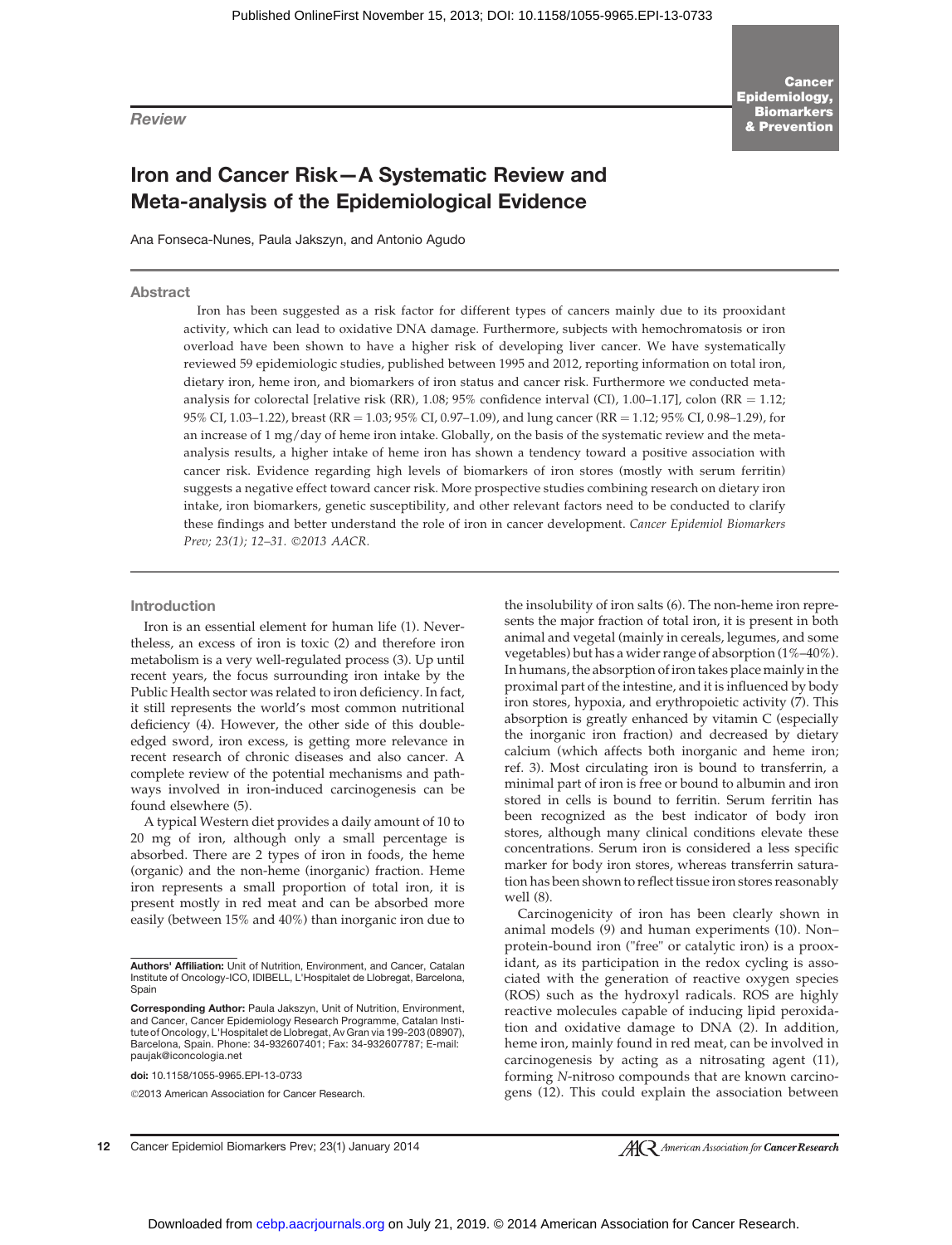Review

# Iron and Cancer Risk—A Systematic Review and Meta-analysis of the Epidemiological Evidence

Ana Fonseca-Nunes, Paula Jakszyn, and Antonio Agudo

## Abstract

Iron has been suggested as a risk factor for different types of cancers mainly due to its prooxidant activity, which can lead to oxidative DNA damage. Furthermore, subjects with hemochromatosis or iron overload have been shown to have a higher risk of developing liver cancer. We have systematically reviewed 59 epidemiologic studies, published between 1995 and 2012, reporting information on total iron, dietary iron, heme iron, and biomarkers of iron status and cancer risk. Furthermore we conducted meta-analysis for colorectal [relative risk (RR), 1.08; 95% confidence interval (CI), 1.00–1.17], colon (RR = 1.12; 95% CI, 1.03–1.22), breast (RR = 1.03; 95% CI, 0.97–1.09), and lung cancer (RR = 1.12; 95% CI, 0.98–1.29), for an increase of 1 mg/day of heme iron intake. Globally, on the basis of the systematic review and the meta-analysis results, a higher intake of heme iron has shown a tendency toward a positive association with cancer risk. Evidence regarding high levels of biomarkers of iron stores (mostly with serum ferritin) suggests a negative effect toward cancer risk. More prospective studies combining research on dietary iron intake, iron biomarkers, genetic susceptibility, and other relevant factors need to be conducted to clarify these findings and better understand the role of iron in cancer development. *Cancer Epidemiol Biomarkers Prev; 23(1); 12–31. ©2013 AACR.*

## Introduction

Iron is an essential element for human life (1). Nevertheless, an excess of iron is toxic (2) and therefore iron metabolism is a very well-regulated process (3). Up until recent years, the focus surrounding iron intake by the Public Health sector was related to iron deficiency. In fact, it still represents the world's most common nutritional deficiency (4). However, the other side of this double-edged sword, iron excess, is getting more relevance in recent research of chronic diseases and also cancer. A complete review of the potential mechanisms and pathways involved in iron-induced carcinogenesis can be found elsewhere (5).

A typical Western diet provides a daily amount of 10 to 20 mg of iron, although only a small percentage is absorbed. There are 2 types of iron in foods, the heme (organic) and the non-heme (inorganic) fraction. Heme iron represents a small proportion of total iron, it is present mostly in red meat and can be absorbed more easily (between 15% and 40%) than inorganic iron due to the insolubility of iron salts (6). The non-heme iron represents the major fraction of total iron, it is present in both animal and vegetal (mainly in cereals, legumes, and some vegetables) but has a wider range of absorption (1%–40%). In humans, the absorption of iron takes place mainly in the proximal part of the intestine, and it is influenced by body iron stores, hypoxia, and erythropoietic activity (7). This absorption is greatly enhanced by vitamin C (especially the inorganic iron fraction) and decreased by dietary calcium (which affects both inorganic and heme iron; ref. 3). Most circulating iron is bound to transferrin, a minimal part of iron is free or bound to albumin and iron stored in cells is bound to ferritin. Serum ferritin has been recognized as the best indicator of body iron stores, although many clinical conditions elevate these concentrations. Serum iron is considered a less specific marker for body iron stores, whereas transferrin saturation has been shown to reflect tissue iron stores reasonably well (8).

Carcinogenicity of iron has been clearly shown in animal models (9) and human experiments (10). Non–protein-bound iron ("free" or catalytic iron) is a prooxidant, as its participation in the redox cycling is associated with the generation of reactive oxygen species (ROS) such as the hydroxyl radicals. ROS are highly reactive molecules capable of inducing lipid peroxidation and oxidative damage to DNA (2). In addition, heme iron, mainly found in red meat, can be involved in carcinogenesis by acting as a nitrosating agent (11), forming *N*-nitroso compounds that are known carcinogens (12). This could explain the association between

**Authors' Affiliation:** Unit of Nutrition, Environment, and Cancer, Catalan Institute of Oncology-ICO, IDIBELL, L'Hospitalet de Llobregat, Barcelona, Spain

**Corresponding Author:** Paula Jakszyn, Unit of Nutrition, Environment, and Cancer, Cancer Epidemiology Research Programme, Catalan Institute of Oncology, L'Hospitalet de Llobregat, Av Gran via 199-203 (08907), Barcelona, Spain. Phone: 34-932607401; Fax: 34-932607787; E-mail: paujak@iconcologia.net

**doi:** 10.1158/1055-9965.EPI-13-0733

©2013 American Association for Cancer Research.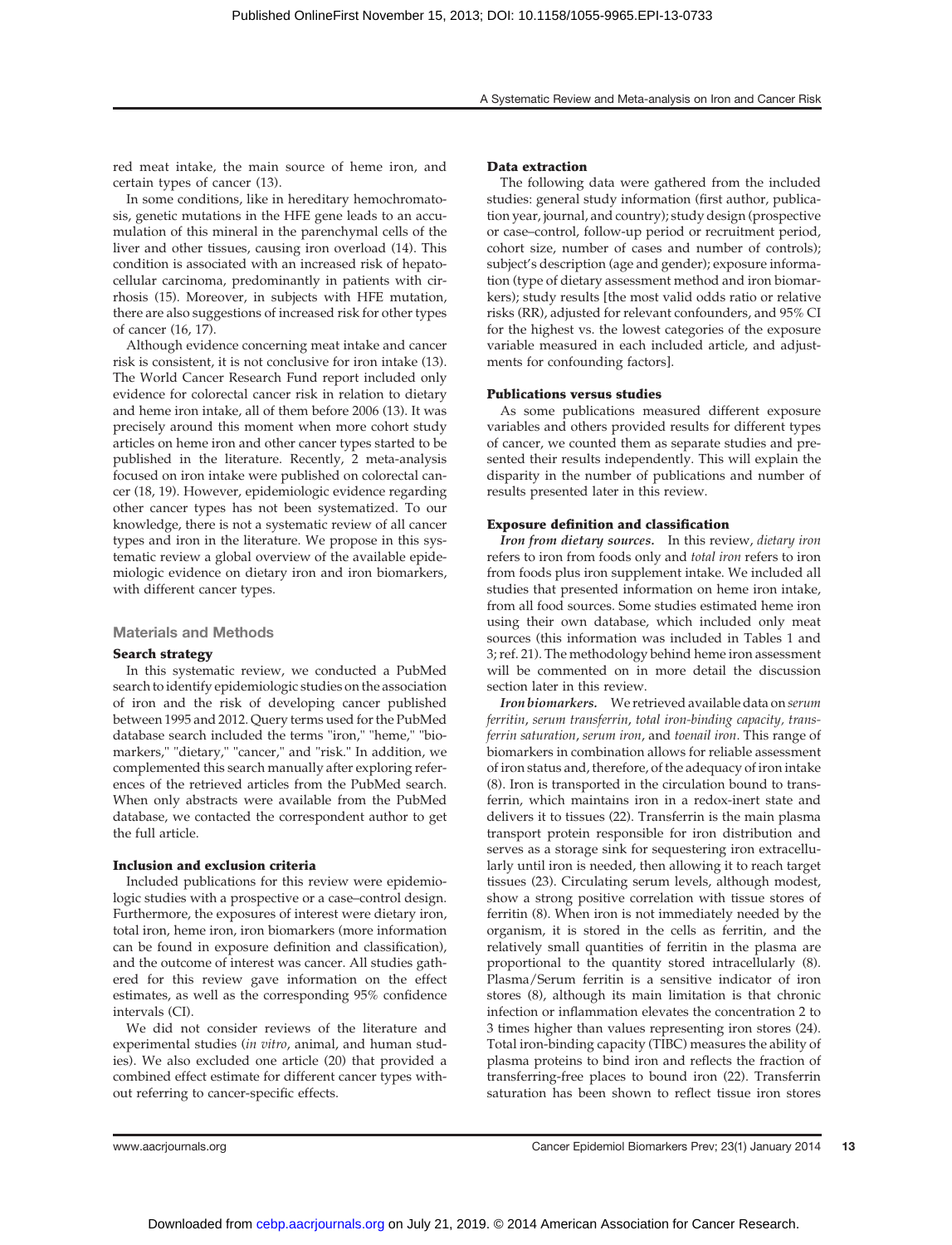red meat intake, the main source of heme iron, and certain types of cancer (13).

In some conditions, like in hereditary hemochromatosis, genetic mutations in the HFE gene leads to an accumulation of this mineral in the parenchymal cells of the liver and other tissues, causing iron overload (14). This condition is associated with an increased risk of hepatocellular carcinoma, predominantly in patients with cirrhosis (15). Moreover, in subjects with HFE mutation, there are also suggestions of increased risk for other types of cancer (16, 17).

Although evidence concerning meat intake and cancer risk is consistent, it is not conclusive for iron intake (13). The World Cancer Research Fund report included only evidence for colorectal cancer risk in relation to dietary and heme iron intake, all of them before 2006 (13). It was precisely around this moment when more cohort study articles on heme iron and other cancer types started to be published in the literature. Recently, 2 meta-analysis focused on iron intake were published on colorectal cancer (18, 19). However, epidemiologic evidence regarding other cancer types has not been systematized. To our knowledge, there is not a systematic review of all cancer types and iron in the literature. We propose in this systematic review a global overview of the available epidemiologic evidence on dietary iron and iron biomarkers, with different cancer types.

## Materials and Methods

### Search strategy

In this systematic review, we conducted a PubMed search to identify epidemiologic studies on the association of iron and the risk of developing cancer published between 1995 and 2012. Query terms used for the PubMed database search included the terms "iron," "heme," "biomarkers," "dietary," "cancer," and "risk." In addition, we complemented this search manually after exploring references of the retrieved articles from the PubMed search. When only abstracts were available from the PubMed database, we contacted the correspondent author to get the full article.

### Inclusion and exclusion criteria

Included publications for this review were epidemiologic studies with a prospective or a case–control design. Furthermore, the exposures of interest were dietary iron, total iron, heme iron, iron biomarkers (more information can be found in exposure definition and classification), and the outcome of interest was cancer. All studies gathered for this review gave information on the effect estimates, as well as the corresponding 95% confidence intervals (CI).

We did not consider reviews of the literature and experimental studies (*in vitro*, animal, and human studies). We also excluded one article (20) that provided a combined effect estimate for different cancer types without referring to cancer-specific effects.

### Data extraction

The following data were gathered from the included studies: general study information (first author, publication year, journal, and country); study design (prospective or case–control, follow-up period or recruitment period, cohort size, number of cases and number of controls); subject's description (age and gender); exposure information (type of dietary assessment method and iron biomarkers); study results [the most valid odds ratio or relative risks (RR), adjusted for relevant confounders, and 95% CI for the highest vs. the lowest categories of the exposure variable measured in each included article, and adjustments for confounding factors].

### Publications versus studies

As some publications measured different exposure variables and others provided results for different types of cancer, we counted them as separate studies and presented their results independently. This will explain the disparity in the number of publications and number of results presented later in this review.

### Exposure definition and classification

***Iron from dietary sources.*** In this review, *dietary iron* refers to iron from foods only and *total iron* refers to iron from foods plus iron supplement intake. We included all studies that presented information on heme iron intake, from all food sources. Some studies estimated heme iron using their own database, which included only meat sources (this information was included in Tables 1 and 3; ref. 21). The methodology behind heme iron assessment will be commented on in more detail the discussion section later in this review.

***Iron biomarkers.*** We retrieved available data on *serum ferritin*, *serum transferrin*, *total iron-binding capacity, transferrin saturation*, *serum iron*, and *toenail iron*. This range of biomarkers in combination allows for reliable assessment of iron status and, therefore, of the adequacy of iron intake (8). Iron is transported in the circulation bound to transferrin, which maintains iron in a redox-inert state and delivers it to tissues (22). Transferrin is the main plasma transport protein responsible for iron distribution and serves as a storage sink for sequestering iron extracellularly until iron is needed, then allowing it to reach target tissues (23). Circulating serum levels, although modest, show a strong positive correlation with tissue stores of ferritin (8). When iron is not immediately needed by the organism, it is stored in the cells as ferritin, and the relatively small quantities of ferritin in the plasma are proportional to the quantity stored intracellularly (8). Plasma/Serum ferritin is a sensitive indicator of iron stores (8), although its main limitation is that chronic infection or inflammation elevates the concentration 2 to 3 times higher than values representing iron stores (24). Total iron-binding capacity (TIBC) measures the ability of plasma proteins to bind iron and reflects the fraction of transferring-free places to bound iron (22). Transferrin saturation has been shown to reflect tissue iron stores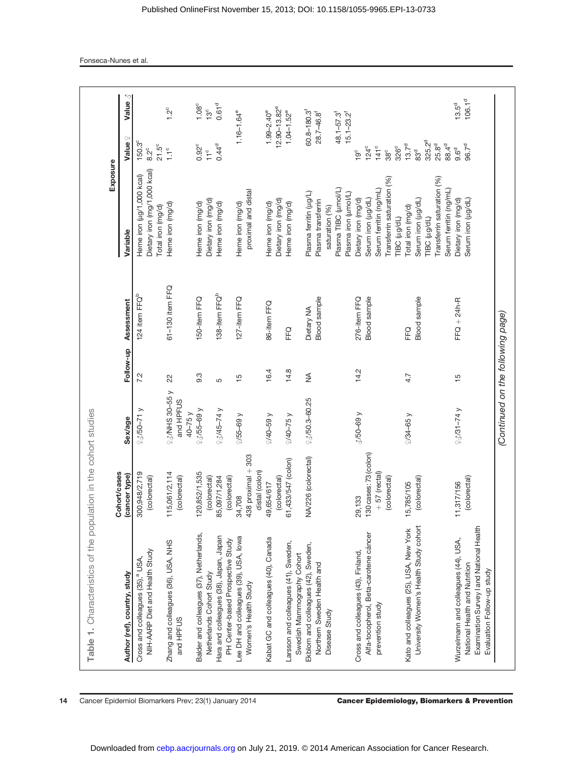Table 1. Characteristics of the population in the cohort studies

| Author (ref), country, study | Cohort/cases (cancer type) | Sex/age | Follow-up | Assessment | Exposure Variable | Value ♀ | Value ♂ |
|---|---|---|---|---|---|---|---|
| Cross and colleagues (35),[a] USA, NIH-AARP Diet and Health Study | 300,948/2,719 (colorectal) | ♀♂/50–71 y | 7.2 | 124 item FFQ[b] | Heme iron (µg/1,000 kcal) | 150.3[c] | |
| | | | | | Dietary iron (mg/1,000 kcal) | 8.2[c] | |
| | | | | | Total iron (mg/d) | 21.5[c] | |
| Zhang and colleagues (36), USA, NHS and HPFUS | 115,061/2,114 (colorectal) | ♀♂/NHS 30–55 y and HPFUS 40–75 y | 22 | 61–130 item FFQ | Heme iron (mg/d) | 1.1[c] | 1.2[c] |
| Balder and colleagues (37), Netherlands, Netherlands Cohort Study | 120,852/1,535 (colorectal) | ♀♂/55–69 y | 9.3 | 150-item FFQ | Heme iron (mg/d) | 0.92[c] | 1.08[c] |
| | | | | | Dietary iron (mg/d) | 11[c] | 13[c] |
| Hara and colleagues (38), Japan, Japan PH Center-based Prospective Study | 85,097/1,284 (colorectal) | ♀♂/45–74 y | 5 | 138-item FFQ[b] | Heme iron (mg/d) | 0.44[d] | 0.61[d] |
| Lee DH and colleagues (39), USA, Iowa Women's Health Study | 34,708 438 proximal + 303 distal (colon) | ♀/55–69 y | 15 | 127-item FFQ | Heme iron (mg/d) proximal and distal | 1.16–1.64[e] | |
| Kabat GC and colleagues (40), Canada | 49,654/617 (colorectal) | ♀/40–59 y | 16.4 | 86-item FFQ | Heme iron (mg/d) | 1.99–2.40[e] | |
| | | | | | Dietary iron (mg/d) | 12.90–13.82[e] | |
| Larsson and colleagues (41), Sweden, Swedish Mammography Cohort | 61,433/547 (colon) | ♀/40–75 y | 14.8 | FFQ | Heme iron (mg/d) | 1.04–1.52[e] | |
| Ekblom and colleagues (42), Sweden, Northern Sweden Health and Disease Study | NA/226 (colorectal) | ♀♂/50.3–60.25 | NA | Dietary NA | | | |
| | | | | Blood sample | Plasma ferritin (µg/L) | 60.8–180.3[f] | |
| | | | | | Plasma transferrin saturation (%) | 28.7–46.8[f] | |
| | | | | | Plasma TIBC (µmol/L) | 48.1–57.3[f] | |
| | | | | | Plasma iron (µmol/L) | 15.1–23.2[f] | |
| Cross and colleagues (43), Finland, Alfa-tocopherol, Beta-carotene cáncer prevention study | 29,133 130 cases: 73 (colon) + 57 (rectal) (colorectal) | ♂/50–69 y | 14.2 | 276-item FFQ | Dietary iron (mg/d) | 19[c] | |
| | | | | Blood sample | Serum iron (µg/dL) | 124[c] | |
| | | | | | Serum ferritin (ng/mL) | 141[c] | |
| | | | | | Transferrin saturation (%) | 38[c] | |
| | | | | | TIBC (µg/dL) | 326[c] | |
| Kato and colleagues (25), USA, New York University Women's Health Study cohort | 15,785/105 (colorectal) | ♀/34–65 y | 4.7 | FFQ | Total iron (mg/d) | 13.7[d] | |
| | | | | Blood sample | Serum iron (µg/dL) | 83[d] | |
| | | | | | TIBC (µg/dL) | 325.2[d] | |
| | | | | | Transferrin saturation (%) | 25.8[d] | |
| | | | | | Serum ferritin (ng/mL) | 88.4[d] | |
| Wurzelmann and colleagues (44), USA, National Health and Nutrition Examination Survey I and National Health Evaluation Follow-up study | 11,317/156 (colorectal) | ♀♂/31–74 y | 15 | FFQ + 24h-R | Dietary iron (mg/d) | 9.6[d] | 13.5[d] |
| | | | | | Serum iron (µg/dL) | 96.7[d] | 106.1[d] |

(Continued on the following page)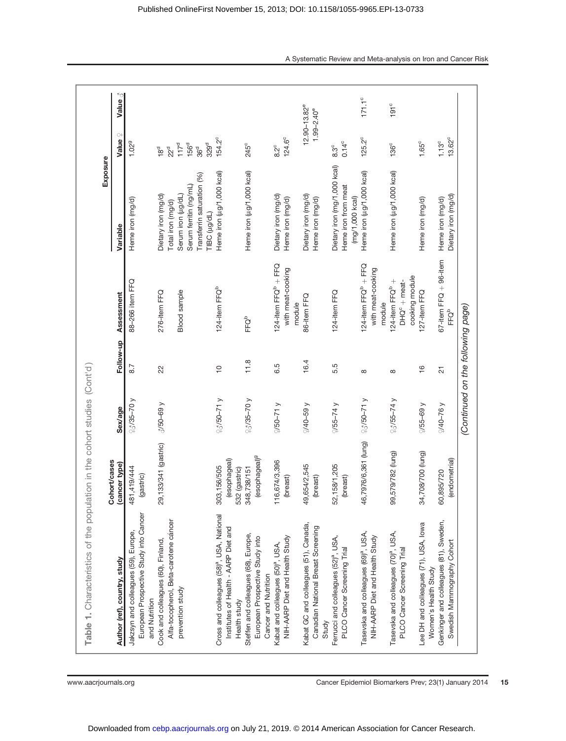Table 1. Characteristics of the population in the cohort studies (Cont'd)

| Author (ref), country, study | Cohort/cases (cancer type) | Sex/age | Follow-up | Assessment | Exposure | | |
|---|---|---|---|---|---|---|---|
| | | | | | Variable | Value ♀ | Value ♂ |
| Jakszyn and colleagues (59), Europe, European Prospective Study into Cancer and Nutrition | 481,419/444 (gastric) | ♀♂/35–70 y | 8.7 | 88–266 item FFQ | Heme iron (mg/d) | 1.02[g] | |
| Cook and colleagues (60), Finland, Alfa-tocopherol, Beta-carotene cancer prevention study | 29,133/341 (gastric) | ♂/50–69 y | 22 | 276-item FFQ | Dietary iron (mg/d) | 18[d] | |
| | | | | | Total iron (mg/d) | 22[d] | |
| | | | | Blood sample | Serum iron (μg/dL) | 117[d] | |
| | | | | | Serum ferritin (ng/mL) | 156[d] | |
| | | | | | Transferrin saturation (%) | 36[d] | |
| | | | | | TIBC (μg/dL) | 329[d] | |
| Cross and colleagues (58)[a], USA, National Institutes of Health - AARP Diet and Health study | 303,156/505 (esophageal) 532 (gastric) | ♀♂/50–71 y | 10 | 124-item FFQ[b] | Heme iron (μg/1,000 kcal) | 154.2[c] | |
| Steffen and colleagues (68), Europe, European Prospective Study into Cancer and Nutrition | 348,738/151 (esophageal)[g] | ♀♂/35–70 y | 11.8 | FFQ[b] | Heme iron (μg/1,000 kcal) | 245[c] | |
| Kabat and colleagues (50)[a], USA, NIH-AARP Diet and Health Study | 116,674/3,396 (breast) | ♀/50–71 y | 6.5 | 124-item FFQ[b] + FFQ with meat-cooking module | Dietary iron (mg/d) | 8.2[c] | |
| | | | | | Heme iron (mg/d) | 124.6[c] | |
| Kabat GC and colleagues (51), Canada, Canadian National Breast Screening Study | 49,654/2,545 (breast) | ♀/40–59 y | 16.4 | 86-item FFQ | Dietary iron (mg/d) | | 12.90–13.82[e] |
| | | | | | Heme iron (mg/d) | | 1.99–2.40[e] |
| Ferrucci and colleagues (52)[a], USA, PLCO Cancer Screening Trial | 52,158/1,205 (breast) | ♀/55–74 y | 5.5 | 124-item FFQ | Dietary iron (mg/1,000 kcal) | 8.3[c] | |
| | | | | | Heme iron from meat (mg/1,000 kcal) | 0.14[c] | |
| Tasevska and colleagues (69)[a], USA, NIH-AARP Diet and Health Study | 46,7976/6,361 (lung) | ♀♂/50–71 y | 8 | 124-item FFQ[b] + FFQ with meat-cooking module | Heme iron (μg/1,000 kcal) | 125.2[c] | 171.1[c] |
| Tasevska and colleagues (70)[a], USA, PLCO Cancer Screening Trial | 99,579/782 (lung) | ♀♂/55–74 y | 8 | 124-item FFQ[b] + DHQ[c] + meat-cooking module | Heme iron (μg/1,000 kcal) | 136[c] | 191[c] |
| Lee DH and colleagues (71), USA, Iowa Women's Health Study | 34,708/700 (lung) | ♀/55–69 y | 16 | 127-item FFQ | Heme iron (mg/d) | 1.65[c] | |
| Genkinger and colleagues (81), Sweden, Swedish Mammography Cohort | 60,895/720 (endometrial) | ♀/40–76 y | 21 | 67-item FFQ + 96-item FFQ[b] | Heme iron (mg/d) | 1.13[c] | |
| | | | | | Dietary iron (mg/d) | 13.62[c] | |

(Continued on the following page)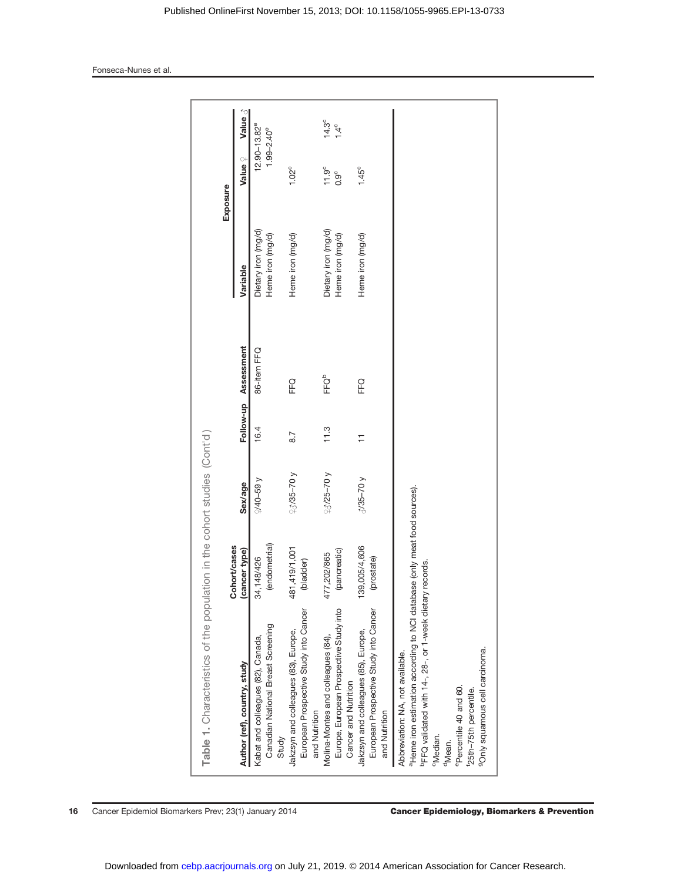**Table 1.** Characteristics of the population in the cohort studies (Cont'd)

| Author (ref), country, study | Cohort/cases (cancer type) | Sex/age | Follow-up | Assessment | Exposure Variable | Value ♀ | Value ♂ |
|---|---|---|---|---|---|---|---|
| Kabat and colleagues (82), Canada, Canadian National Breast Screening Study | 34,148/426 (endometrial) | ♀/40–59 y | 16.4 | 86-item FFQ | Dietary iron (mg/d) | 12.90–13.82[e] | |
| | | | | | Heme iron (mg/d) | 1.99–2.40[e] | |
| Jakzsyn and colleagues (83), Europe, European Prospective Study into Cancer and Nutrition | 481,419/1,001 (bladder) | ♀♂/35–70 y | 8.7 | FFQ | Heme iron (mg/d) | 1.02[c] | |
| Molina-Montes and colleagues (84), Europe, European Prospective Study into Cancer and Nutrition | 477,202/865 (pancreatic) | ♀♂/25–70 y | 11.3 | FFQ[b] | Dietary iron (mg/d) | 11.9[c] | 14.3[c] |
| | | | | | Heme iron (mg/d) | 0.9[c] | 1.4[c] |
| Jakzsyn and colleagues (85), Europe, European Prospective Study into Cancer and Nutrition | 139,005/4,606 (prostate) | ♂/35–70 y | 11 | FFQ | Heme iron (mg/d) | 1.45[c] | |

Abbreviation: NA, not available.
[a]Heme iron estimation according to NCI database (only meat food sources).
[b]FFQ validated with 14-, 28-, or 1-week dietary records.
[c]Median.
[d]Mean.
[e]Percentile 40 and 60.
[f]25th–75th percentile.
[g]Only squamous cell carcinoma.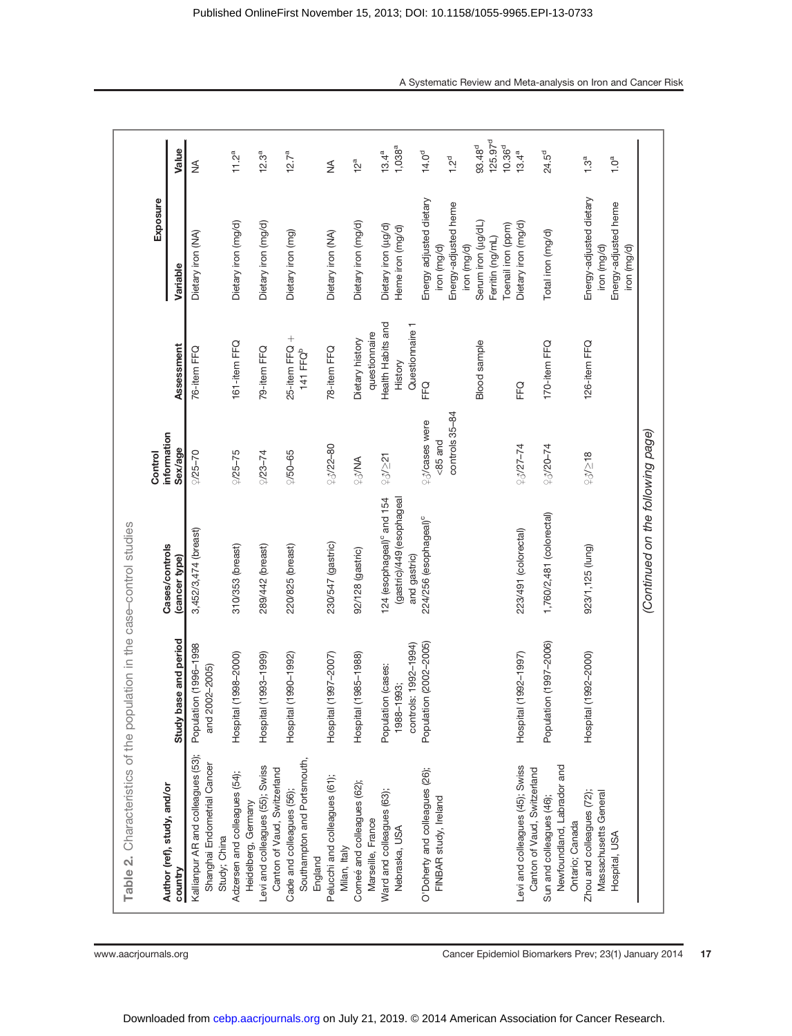**Table 2.** Characteristics of the population in the case–control studies

| Author (ref), study, and/or country | Study base and period | Cases/controls (cancer type) | Control information Sex/age | Assessment | Exposure Variable | Value |
|---|---|---|---|---|---|---|
| Kallianpur AR and colleagues (53); Shanghai Endometrial Cancer Study; China | Population (1996–1998 and 2002–2005) | 3,452/3,474 (breast) | ♀/25–70 | 76-item FFQ | Dietary iron (NA) | NA |
| Adzersen and colleagues (54); Heidelberg, Germany | Hospital (1998–2000) | 310/353 (breast) | ♀/25–75 | 161-item FFQ | Dietary iron (mg/d) | 11.2[a] |
| Levi and colleagues (55); Swiss Canton of Vaud, Switzerland | Hospital (1993–1999) | 289/442 (breast) | ♀/23–74 | 79-item FFQ | Dietary iron (mg/d) | 12.3[a] |
| Cade and colleagues (56); Southampton and Portsmouth, England | Hospital (1990–1992) | 220/825 (breast) | ♀/50–65 | 25-item FFQ + 141 FFQ[b] | Dietary iron (mg) | 12.7[a] |
| Pelucchi and colleagues (61); Milan, Italy | Hospital (1997–2007) | 230/547 (gastric) | ♀♂/22–80 | 78-item FFQ | Dietary iron (NA) | NA |
| Comeé and colleagues (62); Marseille, France | Hospital (1985–1988) | 92/128 (gastric) | ♀♂/NA | Dietary history questionnaire | Dietary iron (mg/d) | 12[a] |
| Ward and colleagues (63); Nebraska, USA | Population (cases: 1988–1993; controls: 1992–1994) | 124 (esophageal)[c] and 154 (gastric)/449 (esophageal and gastric) | ♀♂/≥21 | Health Habits and History Questionnaire 1 | Dietary iron (μg/d)<br>Heme iron (mg/d) | 13.4[a]<br>1,038[a] |
| O'Doherty and colleagues (26); FINBAR study, Ireland | Population (2002–2005) | 224/256 (esophageal)[c] | ♀♂/cases were <85 and controls 35–84 | FFQ<br><br><br><br>Blood sample | Energy adjusted dietary iron (mg/d)<br>Energy-adjusted heme iron (mg/d)<br>Serum iron (μg/dL)<br>Ferritin (ng/mL)<br>Toenail iron (ppm) | 14.0[d]<br>1.2[d]<br>93.48[d]<br>125.97[d]<br>10.36[d] |
| Levi and colleagues (45); Swiss Canton of Vaud, Switzerland | Hospital (1992–1997) | 223/491 (colorectal) | ♀♂/27–74 | FFQ | Dietary iron (mg/d) | 13.4[a] |
| Sun and colleagues (46); Newfoundland, Labrador and Ontario; Canada | Population (1997–2006) | 1,760/2,481 (colorectal) | ♀♂/20–74 | 170-item FFQ | Total iron (mg/d) | 24.5[d] |
| Zhou and colleagues (72); Massachusetts General Hospital, USA | Hospital (1992–2000) | 923/1,125 (lung) | ♀♂/≥18 | 126-item FFQ | Energy-adjusted dietary iron (mg/d)<br>Energy-adjusted heme iron (mg/d) | 1.3[a]<br>1.0[a] |

*(Continued on the following page)*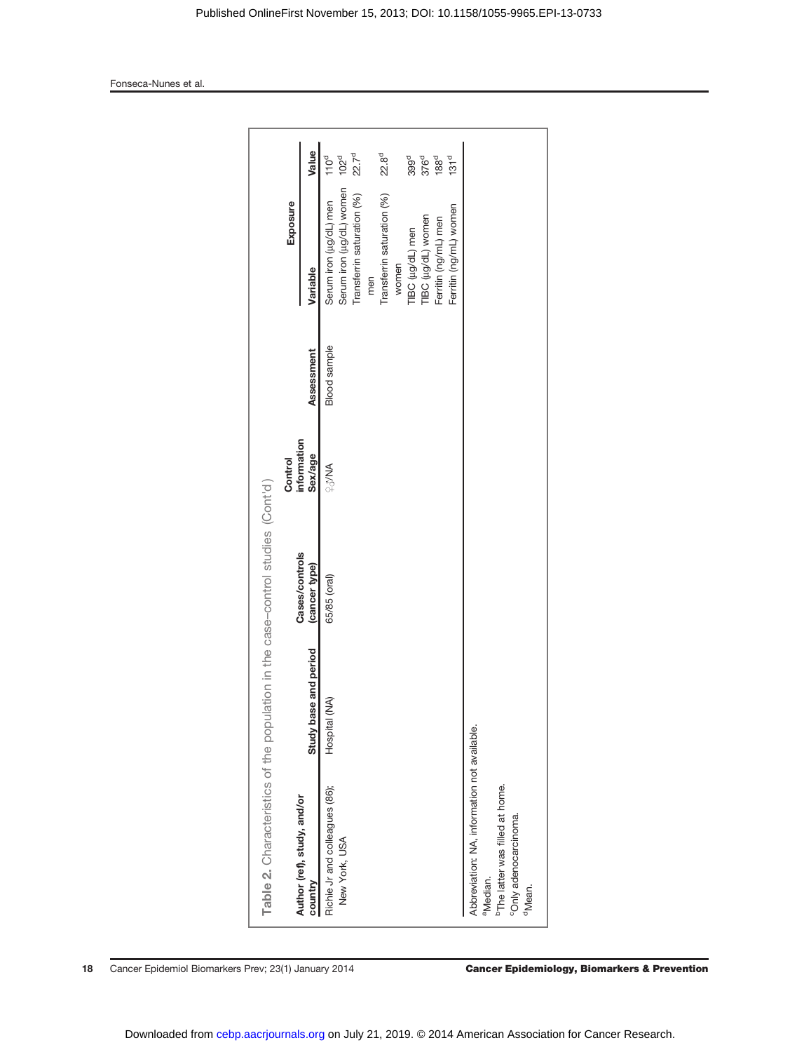**Table 2.** Characteristics of the population in the case–control studies (Cont'd)

| Author (ref), study, and/or country | Study base and period | Cases/controls (cancer type) | Control information Sex/age | Assessment | Exposure Variable | Value |
|---|---|---|---|---|---|---|
| Richie Jr and colleagues (86); New York, USA | Hospital (NA) | 65/85 (oral) | ♀♂/NA | Blood sample | Serum iron (μg/dL) men | 110[d] |
| | | | | | Serum iron (μg/dL) women | 102[d] |
| | | | | | Transferrin saturation (%) men | 22.7[d] |
| | | | | | Transferrin saturation (%) women | 22.8[d] |
| | | | | | TIBC (μg/dL) men | 399[d] |
| | | | | | TIBC (μg/dL) women | 376[d] |
| | | | | | Ferritin (ng/mL) men | 188[d] |
| | | | | | Ferritin (ng/mL) women | 131[d] |

Abbreviation: NA, information not available.
[a]Median.
[b]The latter was filled at home.
[c]Only adenocarcinoma.
[d]Mean.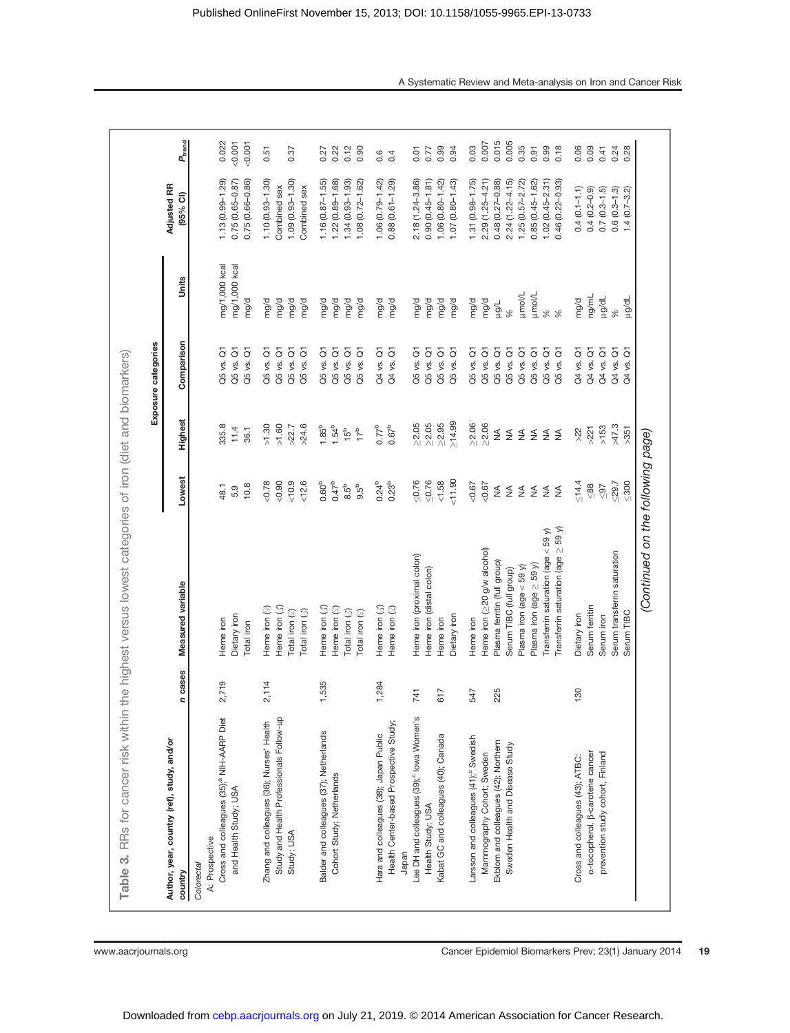**Table 3.** RRs for cancer risk within the highest versus lowest categories of iron (diet and biomarkers)

| Author, year, country (ref), study, and/or country | n cases | Measured variable | Exposure categories | | | | Adjusted RR (95% CI) | $P_{trend}$ |
|---|---|---|---|---|---|---|---|---|
| | | | Lowest | Highest | Comparison | Units | | |
| *Colorectal* | | | | | | | | |
| A: Prospective | | | | | | | | |
| Cross and colleagues (35);[a] NIH-AARP Diet and Health Study; USA | 2,719 | Heme iron | 48.1 | 335.8 | Q5 vs. Q1 | mg/1,000 kcal | 1.13 (0.99–1.29) | 0.022 |
| | | Dietary iron | 5.9 | 11.4 | Q5 vs. Q1 | mg/1,000 kcal | 0.75 (0.65–0.87) | <0.001 |
| | | Total iron | 10.8 | 36.1 | Q5 vs. Q1 | mg/d | 0.75 (0.66–0.86) | <0.001 |
| Zhang and colleagues (36); Nurses' Health Study and Health Professionals Follow-up Study; USA | 2,114 | Heme iron (♀) | <0.78 | >1.30 | Q5 vs. Q1 | mg/d | 1.10 (0.93–1.30) | 0.51 |
| | | Heme iron (♂) | <0.90 | >1.60 | Q5 vs. Q1 | mg/d | Combined sex | |
| | | Total iron (♀) | <10.9 | >22.7 | Q5 vs. Q1 | mg/d | 1.09 (0.92–1.30) | 0.37 |
| | | Total iron (♂) | <12.6 | >24.6 | Q5 vs. Q1 | mg/d | Combined sex | |
| Balder and colleagues (37); Netherlands Cohort Study; Netherlands | 1,535 | Heme iron (♂) | 0.60[b] | 1.85[b] | Q5 vs. Q1 | mg/d | 1.16 (0.87–1.55) | 0.27 |
| | | Heme iron (♀) | 0.47[b] | 1.54[b] | Q5 vs. Q1 | mg/d | 1.22 (0.89–1.68) | 0.22 |
| | | Total iron (♂) | 8.5[b] | 15[b] | Q5 vs. Q1 | mg/d | 1.34 (0.93–1.93) | 0.12 |
| | | Total iron (♀) | 9.5[b] | 17[b] | Q5 vs. Q1 | mg/d | 1.08 (0.72–1.62) | 0.90 |
| Hara and colleagues (38); Japan Public Health Center-based Prospective Study; Japan | 1,284 | Heme iron (♂) | 0.24[b] | 0.77[b] | Q4 vs. Q1 | mg/d | 1.06 (0.79–1.42) | 0.6 |
| | | Heme iron (♀) | 0.23[b] | 0.67[b] | Q4 vs. Q1 | mg/d | 0.88 (0.61–1.29) | 0.4 |
| Lee DH and colleagues (39);[c] Iowa Women's Health Study; USA | 741 | Heme iron (proximal colon) | ≤0.76 | ≥2.05 | Q5 vs. Q1 | mg/d | 2.18 (1.24–3.86) | 0.01 |
| | | Heme iron (distal colon) | ≤0.76 | ≥2.05 | Q5 vs. Q1 | mg/d | 0.90 (0.45–1.81) | 0.77 |
| Kabat GC and colleagues (40); Canada | 617 | Heme iron | <1.58 | ≥2.95 | Q5 vs. Q1 | mg/d | 1.06 (0.80–1.42) | 0.99 |
| | | Dietary iron | <11.90 | ≥14.99 | Q5 vs. Q1 | mg/d | 1.07 (0.80–1.43) | 0.94 |
| Larsson and colleagues (41);[c] Swedish Mammography Cohort; Sweden | 547 | Heme iron | <0.67 | ≥2.06 | Q5 vs. Q1 | mg/d | 1.31 (0.98–1.75) | 0.03 |
| | | Heme iron (≥20 g/w alcohol) | <0.67 | ≥2.06 | Q5 vs. Q1 | mg/d | 2.29 (1.25–4.21) | 0.007 |
| Ekblom and colleagues (42); Northern Sweden Health and Disease Study | 225 | Plasma ferritin (full group) | NA | NA | Q5 vs. Q1 | µg/L | 0.48 (0.27–0.88) | 0.015 |
| | | Serum TIBC (full group) | NA | NA | Q5 vs. Q1 | % | 2.24 (1.22–4.15) | 0.005 |
| | | Plasma iron (age < 59 y) | NA | NA | Q5 vs. Q1 | µmol/L | 1.25 (0.57–2.72) | 0.35 |
| | | Plasma iron (age ≥ 59 y) | NA | NA | Q5 vs. Q1 | µmol/L | 0.85 (0.45–1.62) | 0.91 |
| | | Transferrin saturation (age < 59 y) | NA | NA | Q5 vs. Q1 | % | 1.02 (0.45–2.31) | 0.99 |
| | | Transferrin saturation (age ≥ 59 y) | NA | NA | Q5 vs. Q1 | % | 0.46 (0.22–0.93) | 0.18 |
| Cross and colleagues (43); ATBC: α-tocopherol, β-carotene cancer prevention study cohort, Finland | 130 | Dietary iron | ≤14.4 | >22 | Q4 vs. Q1 | mg/d | 0.4 (0.1–1.1) | 0.06 |
| | | Serum ferritin | ≤88 | >221 | Q4 vs. Q1 | ng/mL | 0.4 (0.2–0.9) | 0.09 |
| | | Serum iron | ≤97 | >153 | Q4 vs. Q1 | µg/dL | 0.7 (0.3–1.5) | 0.41 |
| | | Serum transferrin saturation | ≤29.7 | >47.3 | Q4 vs. Q1 | % | 0.6 (0.3–1.3) | 0.24 |
| | | Serum TIBC | ≤300 | >351 | Q4 vs. Q1 | µg/dL | 1.4 (0.7–3.2) | 0.28 |

*(Continued on the following page)*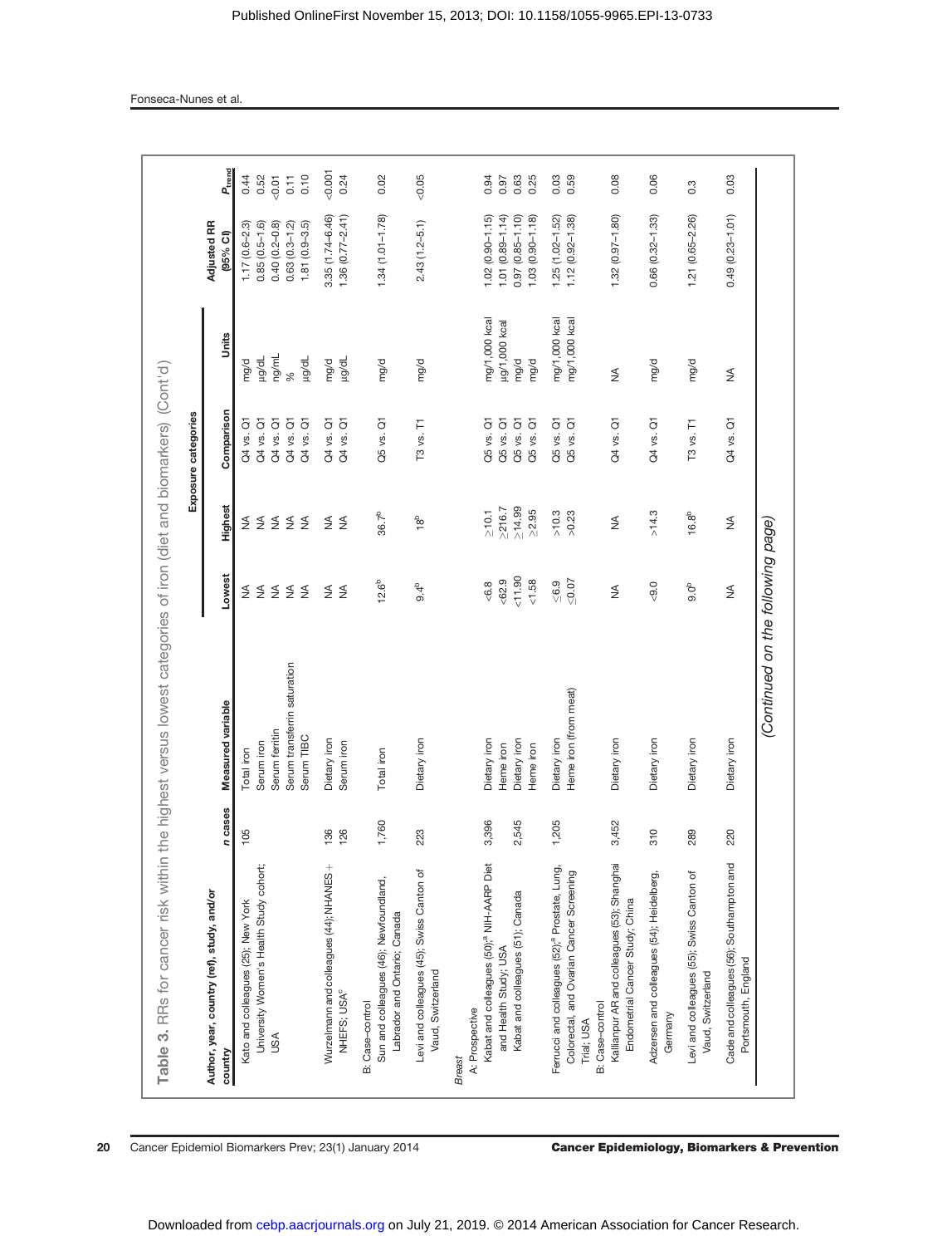**Table 3.** RRs for cancer risk within the highest versus lowest categories of iron (diet and biomarkers) (Cont'd)

| Author, year, country (ref), study, and/or country | n cases | Measured variable | Exposure categories | | | | Adjusted RR (95% CI) | $P_{trend}$ |
|---|---|---|---|---|---|---|---|---|
| | | | Lowest | Highest | Comparison | Units | | |
| Kato and colleagues (25); New York University Women's Health Study cohort; USA | 105 | Total iron | NA | NA | Q4 vs. Q1 | mg/d | 1.17 (0.6–2.3) | 0.44 |
| | | Serum iron | NA | NA | Q4 vs. Q1 | µg/dL | 0.85 (0.5–1.6) | 0.52 |
| | | Serum ferritin | NA | NA | Q4 vs. Q1 | ng/mL | 0.40 (0.2–0.8) | <0.01 |
| | | Serum transferrin saturation | NA | NA | Q4 vs. Q1 | % | 0.63 (0.3–1.2) | 0.11 |
| | | Serum TIBC | NA | NA | Q4 vs. Q1 | µg/dL | 1.81 (0.9–3.5) | 0.10 |
| Wurzelmann and colleagues (44); NHANES + NHEFS; USA[c] | 136 | Dietary iron | NA | NA | Q4 vs. Q1 | mg/d | 3.35 (1.74–6.46) | <0.001 |
| | 126 | Serum iron | NA | NA | Q4 vs. Q1 | µg/dL | 1.36 (0.77–2.41) | 0.24 |
| B: Case–control | | | | | | | | |
| Sun and colleagues (46); Newfoundland, Labrador and Ontario; Canada | 1,760 | Total iron | 12.6[b] | 36.7[b] | Q5 vs. Q1 | mg/d | 1.34 (1.01–1.78) | 0.02 |
| Levi and colleagues (45); Swiss Canton of Vaud, Switzerland | 223 | Dietary iron | 9.4[b] | 18[b] | T3 vs. T1 | mg/d | 2.43 (1.2–5.1) | <0.05 |
| *Breast* | | | | | | | | |
| A: Prospective | | | | | | | | |
| Kabat and colleagues (50);[a] NIH-AARP Diet and Health Study; USA | 3,396 | Dietary iron | <6.8 | ≥10.1 | Q5 vs. Q1 | mg/1,000 kcal | 1.02 (0.90–1.15) | 0.94 |
| | | Heme iron | <62.9 | ≥216.7 | Q5 vs. Q1 | µg/1,000 kcal | 1.01 (0.89–1.14) | 0.97 |
| Kabat and colleagues (51); Canada | 2,545 | Dietary iron | <11.90 | ≥14.99 | Q5 vs. Q1 | mg/d | 0.97 (0.85–1.10) | 0.63 |
| | | Heme iron | <1.58 | ≥2.95 | Q5 vs. Q1 | mg/d | 1.03 (0.90–1.18) | 0.25 |
| Ferrucci and colleagues (52);[a] Prostate, Lung, Colorectal, and Ovarian Cancer Screening Trial; USA | 1,205 | Dietary iron | ≤6.9 | >10.3 | Q5 vs. Q1 | mg/1,000 kcal | 1.25 (1.02–1.52) | 0.03 |
| | | Heme iron (from meat) | ≤0.07 | >0.23 | Q5 vs. Q1 | mg/1,000 kcal | 1.12 (0.92–1.38) | 0.59 |
| B: Case–control | | | | | | | | |
| Kallianpur AR and colleagues (53); Shanghai Endometrial Cancer Study; China | 3,452 | Dietary iron | NA | NA | Q4 vs. Q1 | NA | 1.32 (0.97–1.80) | 0.08 |
| Adzersen and colleagues (54); Heidelberg, Germany | 310 | Dietary iron | <9.0 | >14.3 | Q4 vs. Q1 | mg/d | 0.66 (0.32–1.33) | 0.06 |
| Levi and colleagues (55); Swiss Canton of Vaud, Switzerland | 289 | Dietary iron | 9.0[b] | 16.8[b] | T3 vs. T1 | mg/d | 1.21 (0.65–2.26) | 0.3 |
| Cade and colleagues (56); Southampton and Portsmouth, England | 220 | Dietary iron | NA | NA | Q4 vs. Q1 | NA | 0.49 (0.23–1.01) | 0.03 |

*(Continued on the following page)*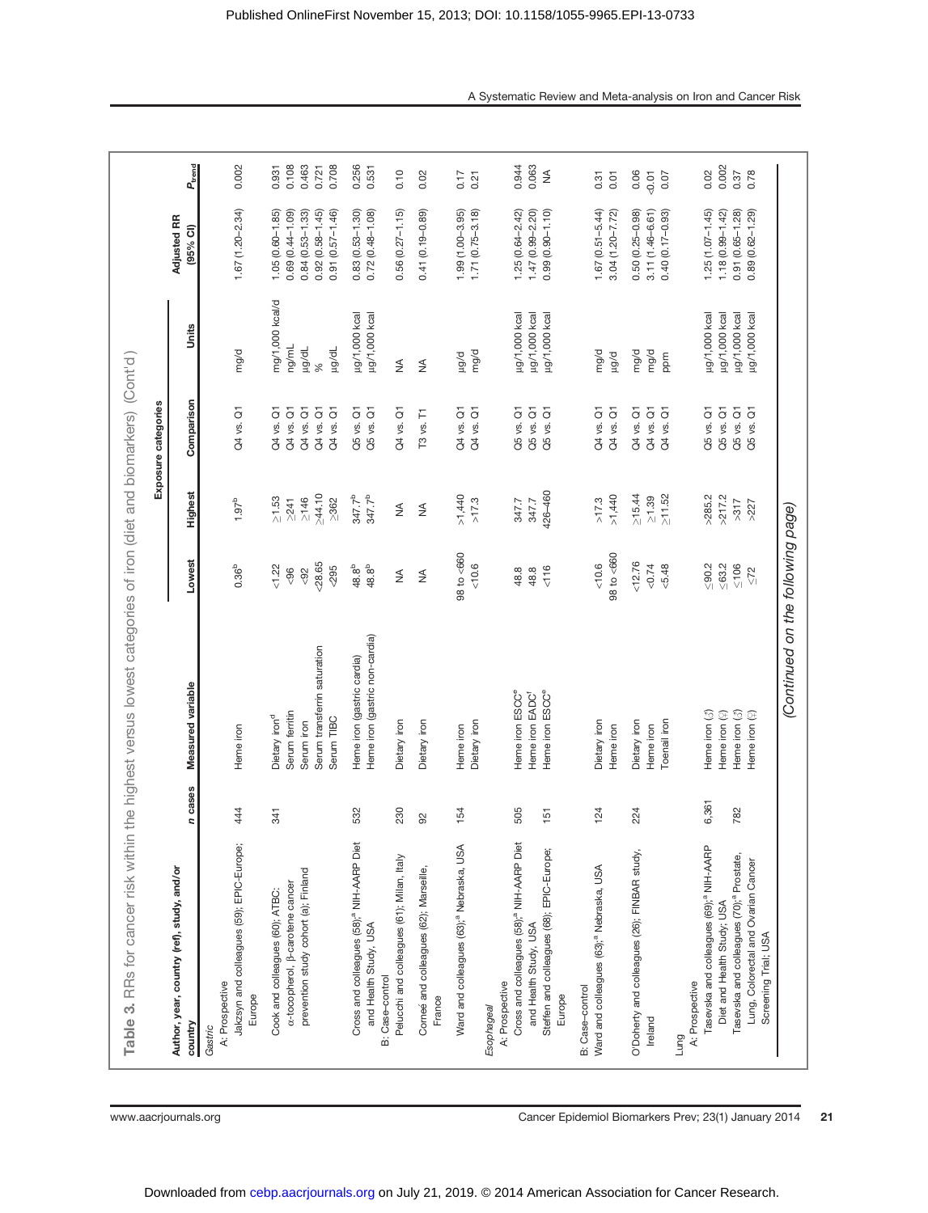Table 3. RRs for cancer risk within the highest versus lowest categories of iron (diet and biomarkers) (Cont'd)

| Author, year, country (ref), study, and/or country | n cases | Measured variable | Exposure categories | | | | Adjusted RR (95% CI) | $P_{trend}$ |
|---|---|---|---|---|---|---|---|---|
| | | | Lowest | Highest | Comparison | Units | | |
| *Gastric* | | | | | | | | |
| A: Prospective | | | | | | | | |
| Jakszyn and colleagues (59); EPIC-Europe; Europe | 444 | Heme iron | 0.36[b] | 1.97[b] | Q4 vs. Q1 | mg/d | 1.67 (1.20–2.34) | 0.002 |
| Cook and colleagues (60); ATBC: α-tocopherol, β-carotene cancer prevention study cohort (a); Finland | 341 | Dietary iron[d] | <1.22 | ≥1.53 | Q4 vs. Q1 | mg/1,000 kcal/d | 1.05 (0.60–1.85) | 0.931 |
| | | Serum ferritin | <96 | ≥241 | Q4 vs. Q1 | ng/mL | 0.69 (0.44–1.09) | 0.108 |
| | | Serum iron | <92 | ≥146 | Q4 vs. Q1 | μg/dL | 0.84 (0.53–1.33) | 0.463 |
| | | Serum transferrin saturation | <28.65 | ≥44.10 | Q4 vs. Q1 | % | 0.92 (0.58–1.45) | 0.721 |
| | | Serum TIBC | <295 | ≥362 | Q4 vs. Q1 | μg/dL | 0.91 (0.57–1.46) | 0.708 |
| Cross and colleagues (58);[a] NIH-AARP Diet and Health Study, USA | 532 | Heme iron (gastric cardia) | 48.8[b] | 347.7[b] | Q5 vs. Q1 | μg/1,000 kcal | 0.83 (0.53–1.30) | 0.256 |
| | | Heme iron (gastric non-cardia) | 48.8[b] | 347.7[b] | Q5 vs. Q1 | μg/1,000 kcal | 0.72 (0.48–1.08) | 0.531 |
| B: Case–control | | | | | | | | |
| Pelucchi and colleagues (61); Milan, Italy | 230 | Dietary iron | NA | NA | Q4 vs. Q1 | NA | 0.56 (0.27–1.15) | 0.10 |
| Corneé and colleagues (62); Marseille, France | 92 | Dietary iron | NA | NA | T3 vs. T1 | NA | 0.41 (0.19–0.89) | 0.02 |
| Ward and colleagues (63);[a] Nebraska, USA | 154 | Heme iron | 98 to <660 | >1,440 | Q4 vs. Q1 | μg/d | 1.99 (1.00–3.95) | 0.17 |
| | | Dietary iron | <10.6 | >17.3 | Q4 vs. Q1 | mg/d | 1.71 (0.75–3.18) | 0.21 |
| *Esophageal* | | | | | | | | |
| A: Prospective | | | | | | | | |
| Cross and colleagues (58);[a] NIH-AARP Diet and Health Study, USA | 505 | Heme iron ESCC[e] | 48.8 | 347.7 | Q5 vs. Q1 | μg/1,000 kcal | 1.25 (0.64–2.42) | 0.944 |
| | | Heme iron EADC[f] | 48.8 | 347.7 | Q5 vs. Q1 | μg/1,000 kcal | 1.47 (0.99–2.20) | 0.063 |
| Steffen and colleagues (68); EPIC-Europe; Europe | 151 | Heme iron ESCC[e] | <116 | 426–460 | Q5 vs. Q1 | μg/1,000 kcal | 0.99 (0.90–1.10) | NA |
| B: Case–control | | | | | | | | |
| Ward and colleagues (63);[a] Nebraska, USA | 124 | Dietary iron | <10.6 | >17.3 | Q4 vs. Q1 | mg/d | 1.67 (0.51–5.44) | 0.31 |
| | | Heme iron | 98 to <660 | >1,440 | Q4 vs. Q1 | μg/d | 3.04 (1.20–7.72) | 0.01 |
| O'Doherty and colleagues (26); FINBAR study, Ireland | 224 | Dietary iron | <12.76 | ≥15.44 | Q4 vs. Q1 | mg/d | 0.50 (0.25–0.98) | 0.06 |
| | | Heme iron | <0.74 | ≥1.39 | Q4 vs. Q1 | mg/d | 3.11 (1.46–6.61) | <0.01 |
| | | Toenail iron | <5.48 | ≥11.52 | Q4 vs. Q1 | ppm | 0.40 (0.17–0.93) | 0.07 |
| *Lung* | | | | | | | | |
| A: Prospective | | | | | | | | |
| Tasevska and colleagues (69);[a] NIH-AARP Diet and Health Study; USA | 6,361 | Heme iron (♂) | ≤90.2 | >285.2 | Q5 vs. Q1 | μg/1,000 kcal | 1.25 (1.07–1.45) | 0.02 |
| | | Heme iron (♀) | ≤63.2 | >217.2 | Q5 vs. Q1 | μg/1,000 kcal | 1.18 (0.99–1.42) | 0.002 |
| Tasevska and colleagues (70);[a] Prostate, Lung, Colorectal and Ovarian Cancer Screening Trial; USA | 782 | Heme iron (♂) | ≤106 | >317 | Q5 vs. Q1 | μg/1,000 kcal | 0.91 (0.65–1.28) | 0.37 |
| | | Heme iron (♀) | ≤72 | >227 | Q5 vs. Q1 | μg/1,000 kcal | 0.89 (0.62–1.29) | 0.78 |

(Continued on the following page)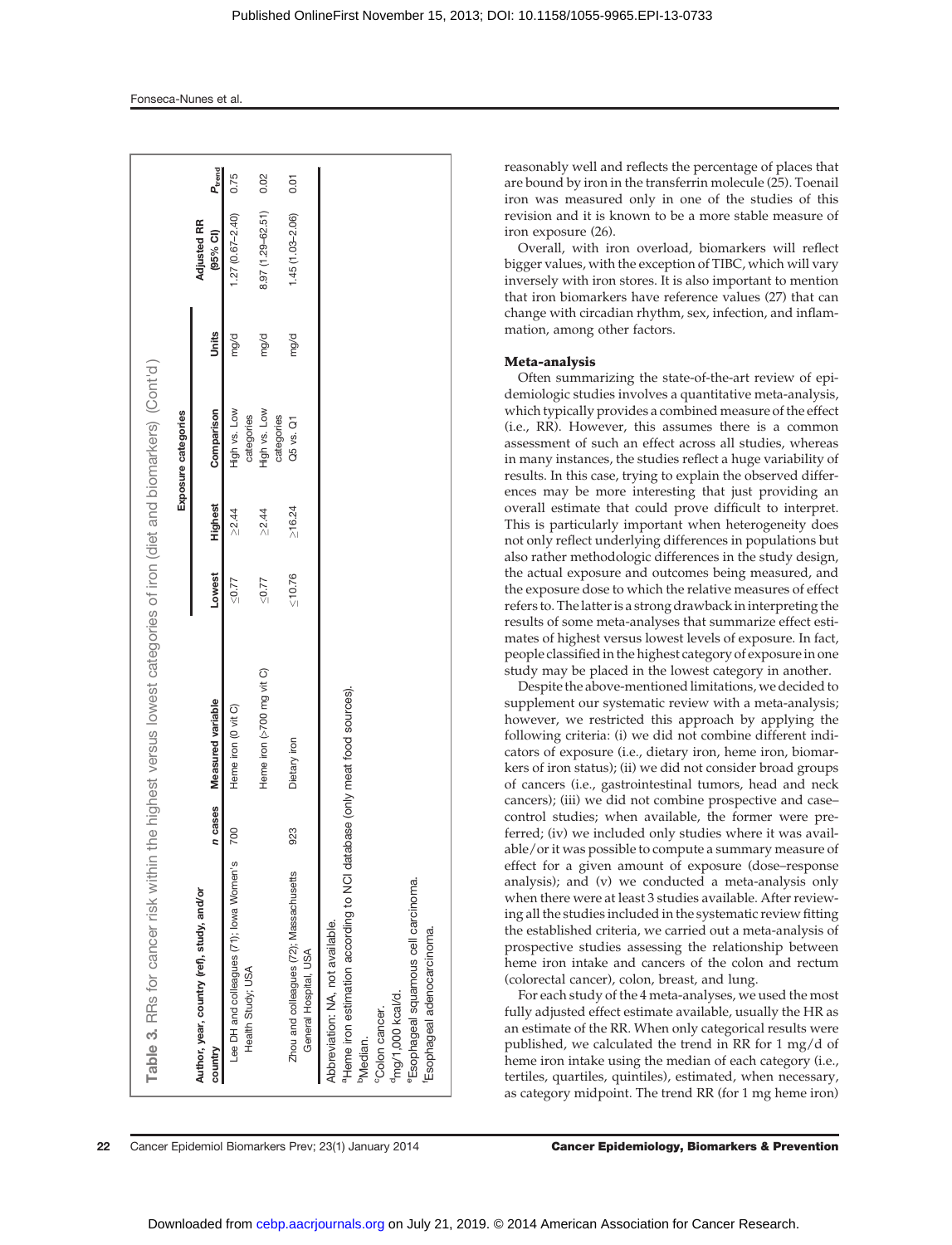**Table 3.** RRs for cancer risk within the highest versus lowest categories of iron (diet and biomarkers) (Cont'd)

| Author, year, country (ref), study, and/or country | n cases | Measured variable | Exposure categories | | | Units | Adjusted RR (95% CI) | $P_{trend}$ |
|---|---|---|---|---|---|---|---|---|
| | | | Lowest | Highest | Comparison | | | |
| Lee DH and colleagues (71); Iowa Women's Health Study; USA | 700 | Heme iron (0 vit C) | ≤0.77 | ≥2.44 | High vs. Low categories | mg/d | 1.27 (0.67–2.40) | 0.75 |
| | | Heme iron (>700 mg vit C) | ≤0.77 | ≥2.44 | High vs. Low categories | mg/d | 8.97 (1.29–62.51) | 0.02 |
| Zhou and colleagues (72); Massachusetts General Hospital, USA | 923 | Dietary iron | ≤10.76 | ≥16.24 | Q5 vs. Q1 | mg/d | 1.45 (1.03–2.06) | 0.01 |

Abbreviation: NA, not available.
[a]Heme iron estimation according to NCI database (only meat food sources).
[b]Median.
[c]Colon cancer.
[d]mg/1,000 kcal/d.
[e]Esophageal squamous cell carcinoma.
[f]Esophageal adenocarcinoma.

reasonably well and reflects the percentage of places that are bound by iron in the transferrin molecule (25). Toenail iron was measured only in one of the studies of this revision and it is known to be a more stable measure of iron exposure (26).

Overall, with iron overload, biomarkers will reflect bigger values, with the exception of TIBC, which will vary inversely with iron stores. It is also important to mention that iron biomarkers have reference values (27) that can change with circadian rhythm, sex, infection, and inflammation, among other factors.

### Meta-analysis

Often summarizing the state-of-the-art review of epidemiologic studies involves a quantitative meta-analysis, which typically provides a combined measure of the effect (i.e., RR). However, this assumes there is a common assessment of such an effect across all studies, whereas in many instances, the studies reflect a huge variability of results. In this case, trying to explain the observed differences may be more interesting that just providing an overall estimate that could prove difficult to interpret. This is particularly important when heterogeneity does not only reflect underlying differences in populations but also rather methodologic differences in the study design, the actual exposure and outcomes being measured, and the exposure dose to which the relative measures of effect refers to. The latter is a strong drawback in interpreting the results of some meta-analyses that summarize effect estimates of highest versus lowest levels of exposure. In fact, people classified in the highest category of exposure in one study may be placed in the lowest category in another.

Despite the above-mentioned limitations, we decided to supplement our systematic review with a meta-analysis; however, we restricted this approach by applying the following criteria: (i) we did not combine different indicators of exposure (i.e., dietary iron, heme iron, biomarkers of iron status); (ii) we did not consider broad groups of cancers (i.e., gastrointestinal tumors, head and neck cancers); (iii) we did not combine prospective and case–control studies; when available, the former were preferred; (iv) we included only studies where it was available/or it was possible to compute a summary measure of effect for a given amount of exposure (dose–response analysis); and (v) we conducted a meta-analysis only when there were at least 3 studies available. After reviewing all the studies included in the systematic review fitting the established criteria, we carried out a meta-analysis of prospective studies assessing the relationship between heme iron intake and cancers of the colon and rectum (colorectal cancer), colon, breast, and lung.

For each study of the 4 meta-analyses, we used the most fully adjusted effect estimate available, usually the HR as an estimate of the RR. When only categorical results were published, we calculated the trend in RR for 1 mg/d of heme iron intake using the median of each category (i.e., tertiles, quartiles, quintiles), estimated, when necessary, as category midpoint. The trend RR (for 1 mg heme iron)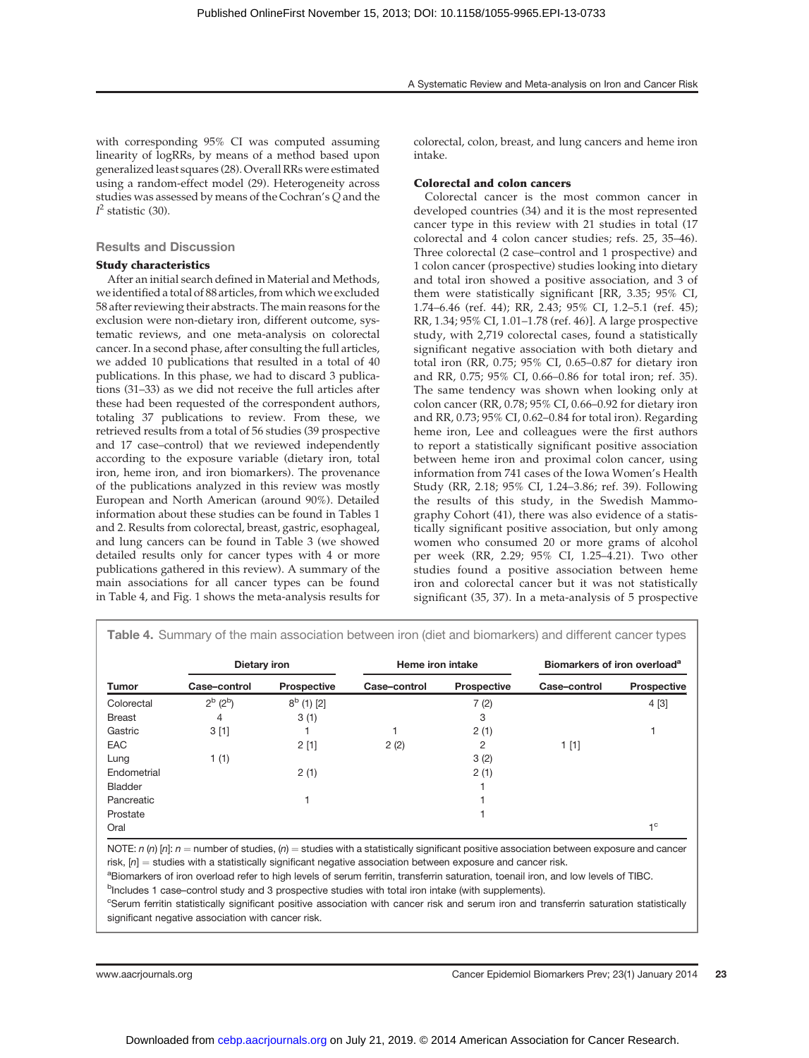with corresponding 95% CI was computed assuming linearity of logRRs, by means of a method based upon generalized least squares (28). Overall RRs were estimated using a random-effect model (29). Heterogeneity across studies was assessed by means of the Cochran's $Q$ and the $I^2$ statistic (30).

## Results and Discussion

### Study characteristics

After an initial search defined in Material and Methods, we identified a total of 88 articles, from which we excluded 58 after reviewing their abstracts. The main reasons for the exclusion were non-dietary iron, different outcome, systematic reviews, and one meta-analysis on colorectal cancer. In a second phase, after consulting the full articles, we added 10 publications that resulted in a total of 40 publications. In this phase, we had to discard 3 publications (31–33) as we did not receive the full articles after these had been requested of the correspondent authors, totaling 37 publications to review. From these, we retrieved results from a total of 56 studies (39 prospective and 17 case–control) that we reviewed independently according to the exposure variable (dietary iron, total iron, heme iron, and iron biomarkers). The provenance of the publications analyzed in this review was mostly European and North American (around 90%). Detailed information about these studies can be found in Tables 1 and 2. Results from colorectal, breast, gastric, esophageal, and lung cancers can be found in Table 3 (we showed detailed results only for cancer types with 4 or more publications gathered in this review). A summary of the main associations for all cancer types can be found in Table 4, and Fig. 1 shows the meta-analysis results for colorectal, colon, breast, and lung cancers and heme iron intake.

### Colorectal and colon cancers

Colorectal cancer is the most common cancer in developed countries (34) and it is the most represented cancer type in this review with 21 studies in total (17 colorectal and 4 colon cancer studies; refs. 25, 35–46). Three colorectal (2 case–control and 1 prospective) and 1 colon cancer (prospective) studies looking into dietary and total iron showed a positive association, and 3 of them were statistically significant [RR, 3.35; 95% CI, 1.74–6.46 (ref. 44); RR, 2.43; 95% CI, 1.2–5.1 (ref. 45); RR, 1.34; 95% CI, 1.01–1.78 (ref. 46)]. A large prospective study, with 2,719 colorectal cases, found a statistically significant negative association with both dietary and total iron (RR, 0.75; 95% CI, 0.65–0.87 for dietary iron and RR, 0.75; 95% CI, 0.66–0.86 for total iron; ref. 35). The same tendency was shown when looking only at colon cancer (RR, 0.78; 95% CI, 0.66–0.92 for dietary iron and RR, 0.73; 95% CI, 0.62–0.84 for total iron). Regarding heme iron, Lee and colleagues were the first authors to report a statistically significant positive association between heme iron and proximal colon cancer, using information from 741 cases of the Iowa Women's Health Study (RR, 2.18; 95% CI, 1.24–3.86; ref. 39). Following the results of this study, in the Swedish Mammography Cohort (41), there was also evidence of a statistically significant positive association, but only among women who consumed 20 or more grams of alcohol per week (RR, 2.29; 95% CI, 1.25–4.21). Two other studies found a positive association between heme iron and colorectal cancer but it was not statistically significant (35, 37). In a meta-analysis of 5 prospective

**Table 4.** Summary of the main association between iron (diet and biomarkers) and different cancer types

| | Dietary iron | | Heme iron intake | | Biomarkers of iron overload[a] | |
|---|---|---|---|---|---|---|
| Tumor | Case–control | Prospective | Case–control | Prospective | Case–control | Prospective |
| Colorectal | 2[b] (2[b]) | 8[b] (1) [2] | | 7 (2) | | 4 [3] |
| Breast | 4 | 3 (1) | | 3 | | |
| Gastric | 3 [1] | 1 | 1 | 2 (1) | | 1 |
| EAC | | 2 [1] | 2 (2) | 2 | 1 [1] | |
| Lung | 1 (1) | | | 3 (2) | | |
| Endometrial | | 2 (1) | | 2 (1) | | |
| Bladder | | | | 1 | | |
| Pancreatic | | 1 | | 1 | | |
| Prostate | | | | 1 | | |
| Oral | | | | | | 1[c] |

NOTE: $n$ ($n$) [$n$]: $n$ = number of studies, ($n$) = studies with a statistically significant positive association between exposure and cancer risk, [$n$] = studies with a statistically significant negative association between exposure and cancer risk.

[a]Biomarkers of iron overload refer to high levels of serum ferritin, transferrin saturation, toenail iron, and low levels of TIBC.

[b]Includes 1 case–control study and 3 prospective studies with total iron intake (with supplements).

[c]Serum ferritin statistically significant positive association with cancer risk and serum iron and transferrin saturation statistically significant negative association with cancer risk.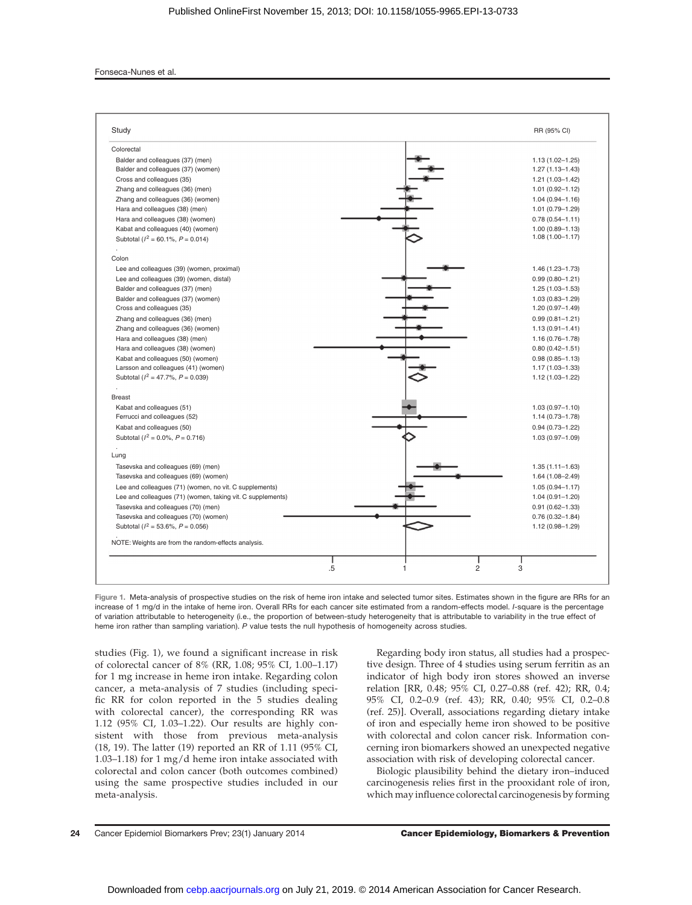| Study | RR (95% CI) |
|---|---|
| **Colorectal** | |
| Balder and colleagues (37) (men) | 1.13 (1.02–1.25) |
| Balder and colleagues (37) (women) | 1.27 (1.13–1.43) |
| Cross and colleagues (35) | 1.21 (1.03–1.42) |
| Zhang and colleagues (36) (men) | 1.01 (0.92–1.12) |
| Zhang and colleagues (36) (women) | 1.04 (0.94–1.16) |
| Hara and colleagues (38) (men) | 1.01 (0.79–1.29) |
| Hara and colleagues (38) (women) | 0.78 (0.54–1.11) |
| Kabat and colleagues (40) (women) | 1.00 (0.89–1.13) |
| Subtotal ($I^2$ = 60.1%, $P$ = 0.014) | 1.08 (1.00–1.17) |
| **Colon** | |
| Lee and colleagues (39) (women, proximal) | 1.46 (1.23–1.73) |
| Lee and colleagues (39) (women, distal) | 0.99 (0.80–1.21) |
| Balder and colleagues (37) (men) | 1.25 (1.03–1.53) |
| Balder and colleagues (37) (women) | 1.03 (0.83–1.29) |
| Cross and colleagues (35) | 1.20 (0.97–1.49) |
| Zhang and colleagues (36) (men) | 0.99 (0.81–1.21) |
| Zhang and colleagues (36) (women) | 1.13 (0.91–1.41) |
| Hara and colleagues (38) (men) | 1.16 (0.76–1.78) |
| Hara and colleagues (38) (women) | 0.80 (0.42–1.51) |
| Kabat and colleagues (50) (women) | 0.98 (0.85–1.13) |
| Larsson and colleagues (41) (women) | 1.17 (1.03–1.33) |
| Subtotal ($I^2$ = 47.7%, $P$ = 0.039) | 1.12 (1.03–1.22) |
| **Breast** | |
| Kabat and colleagues (51) | 1.03 (0.97–1.10) |
| Ferrucci and colleagues (52) | 1.14 (0.73–1.78) |
| Kabat and colleagues (50) | 0.94 (0.73–1.22) |
| Subtotal ($I^2$ = 0.0%, $P$ = 0.716) | 1.03 (0.97–1.09) |
| **Lung** | |
| Tasevska and colleagues (69) (men) | 1.35 (1.11–1.63) |
| Tasevska and colleagues (69) (women) | 1.64 (1.08–2.49) |
| Lee and colleagues (71) (women, no vit. C supplements) | 1.05 (0.94–1.17) |
| Lee and colleagues (71) (women, taking vit. C supplements) | 1.04 (0.91–1.20) |
| Tasevska and colleagues (70) (men) | 0.91 (0.62–1.33) |
| Tasevska and colleagues (70) (women) | 0.76 (0.32–1.84) |
| Subtotal ($I^2$ = 53.6%, $P$ = 0.056) | 1.12 (0.98–1.29) |

NOTE: Weights are from the random-effects analysis.

**Figure 1.** Meta-analysis of prospective studies on the risk of heme iron intake and selected tumor sites. Estimates shown in the figure are RRs for an increase of 1 mg/d in the intake of heme iron. Overall RRs for each cancer site estimated from a random-effects model. *I*-square is the percentage of variation attributable to heterogeneity (i.e., the proportion of between-study heterogeneity that is attributable to variability in the true effect of heme iron rather than sampling variation). *P* value tests the null hypothesis of homogeneity across studies.

studies (Fig. 1), we found a significant increase in risk of colorectal cancer of 8% (RR, 1.08; 95% CI, 1.00–1.17) for 1 mg increase in heme iron intake. Regarding colon cancer, a meta-analysis of 7 studies (including specific RR for colon reported in the 5 studies dealing with colorectal cancer), the corresponding RR was 1.12 (95% CI, 1.03–1.22). Our results are highly consistent with those from previous meta-analysis (18, 19). The latter (19) reported an RR of 1.11 (95% CI, 1.03–1.18) for 1 mg/d heme iron intake associated with colorectal and colon cancer (both outcomes combined) using the same prospective studies included in our meta-analysis.

Regarding body iron status, all studies had a prospective design. Three of 4 studies using serum ferritin as an indicator of high body iron stores showed an inverse relation [RR, 0.48; 95% CI, 0.27–0.88 (ref. 42); RR, 0.4; 95% CI, 0.2–0.9 (ref. 43); RR, 0.40; 95% CI, 0.2–0.8 (ref. 25)]. Overall, associations regarding dietary intake of iron and especially heme iron showed to be positive with colorectal and colon cancer risk. Information concerning iron biomarkers showed an unexpected negative association with risk of developing colorectal cancer.

Biologic plausibility behind the dietary iron–induced carcinogenesis relies first in the prooxidant role of iron, which may influence colorectal carcinogenesis by forming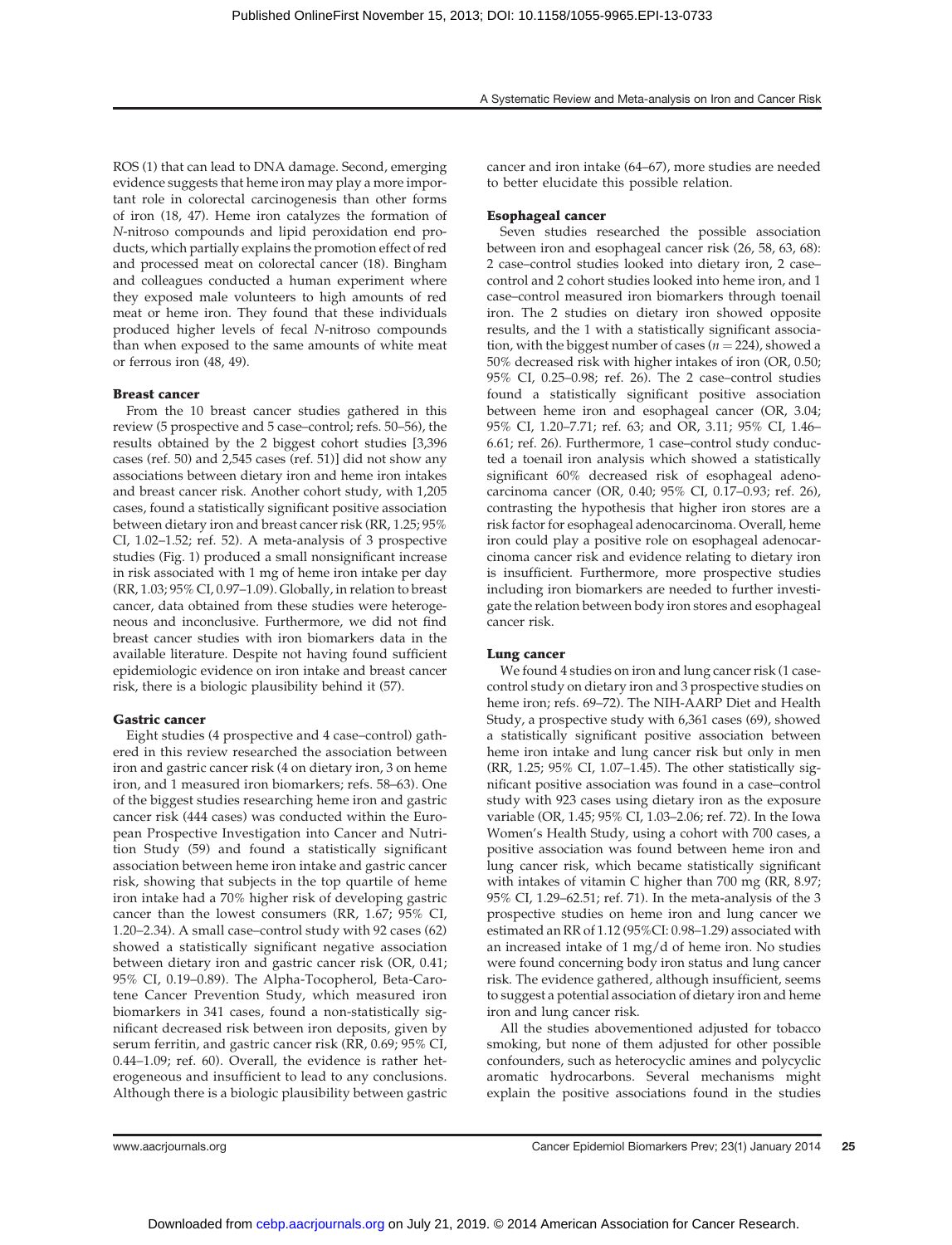ROS (1) that can lead to DNA damage. Second, emerging evidence suggests that heme iron may play a more important role in colorectal carcinogenesis than other forms of iron (18, 47). Heme iron catalyzes the formation of *N*-nitroso compounds and lipid peroxidation end products, which partially explains the promotion effect of red and processed meat on colorectal cancer (18). Bingham and colleagues conducted a human experiment where they exposed male volunteers to high amounts of red meat or heme iron. They found that these individuals produced higher levels of fecal *N*-nitroso compounds than when exposed to the same amounts of white meat or ferrous iron (48, 49).

#### Breast cancer

From the 10 breast cancer studies gathered in this review (5 prospective and 5 case–control; refs. 50–56), the results obtained by the 2 biggest cohort studies [3,396 cases (ref. 50) and 2,545 cases (ref. 51)] did not show any associations between dietary iron and heme iron intakes and breast cancer risk. Another cohort study, with 1,205 cases, found a statistically significant positive association between dietary iron and breast cancer risk (RR, 1.25; 95% CI, 1.02–1.52; ref. 52). A meta-analysis of 3 prospective studies (Fig. 1) produced a small nonsignificant increase in risk associated with 1 mg of heme iron intake per day (RR, 1.03; 95% CI, 0.97–1.09). Globally, in relation to breast cancer, data obtained from these studies were heterogeneous and inconclusive. Furthermore, we did not find breast cancer studies with iron biomarkers data in the available literature. Despite not having found sufficient epidemiologic evidence on iron intake and breast cancer risk, there is a biologic plausibility behind it (57).

#### Gastric cancer

Eight studies (4 prospective and 4 case–control) gathered in this review researched the association between iron and gastric cancer risk (4 on dietary iron, 3 on heme iron, and 1 measured iron biomarkers; refs. 58–63). One of the biggest studies researching heme iron and gastric cancer risk (444 cases) was conducted within the European Prospective Investigation into Cancer and Nutrition Study (59) and found a statistically significant association between heme iron intake and gastric cancer risk, showing that subjects in the top quartile of heme iron intake had a 70% higher risk of developing gastric cancer than the lowest consumers (RR, 1.67; 95% CI, 1.20–2.34). A small case–control study with 92 cases (62) showed a statistically significant negative association between dietary iron and gastric cancer risk (OR, 0.41; 95% CI, 0.19–0.89). The Alpha-Tocopherol, Beta-Carotene Cancer Prevention Study, which measured iron biomarkers in 341 cases, found a non-statistically significant decreased risk between iron deposits, given by serum ferritin, and gastric cancer risk (RR, 0.69; 95% CI, 0.44–1.09; ref. 60). Overall, the evidence is rather heterogeneous and insufficient to lead to any conclusions. Although there is a biologic plausibility between gastric cancer and iron intake (64–67), more studies are needed to better elucidate this possible relation.

#### Esophageal cancer

Seven studies researched the possible association between iron and esophageal cancer risk (26, 58, 63, 68): 2 case–control studies looked into dietary iron, 2 case–control and 2 cohort studies looked into heme iron, and 1 case–control measured iron biomarkers through toenail iron. The 2 studies on dietary iron showed opposite results, and the 1 with a statistically significant association, with the biggest number of cases ($n = 224$), showed a 50% decreased risk with higher intakes of iron (OR, 0.50; 95% CI, 0.25–0.98; ref. 26). The 2 case–control studies found a statistically significant positive association between heme iron and esophageal cancer (OR, 3.04; 95% CI, 1.20–7.71; ref. 63; and OR, 3.11; 95% CI, 1.46–6.61; ref. 26). Furthermore, 1 case–control study conducted a toenail iron analysis which showed a statistically significant 60% decreased risk of esophageal adenocarcinoma cancer (OR, 0.40; 95% CI, 0.17–0.93; ref. 26), contrasting the hypothesis that higher iron stores are a risk factor for esophageal adenocarcinoma. Overall, heme iron could play a positive role on esophageal adenocarcinoma cancer risk and evidence relating to dietary iron is insufficient. Furthermore, more prospective studies including iron biomarkers are needed to further investigate the relation between body iron stores and esophageal cancer risk.

#### Lung cancer

We found 4 studies on iron and lung cancer risk (1 case-control study on dietary iron and 3 prospective studies on heme iron; refs. 69–72). The NIH-AARP Diet and Health Study, a prospective study with 6,361 cases (69), showed a statistically significant positive association between heme iron intake and lung cancer risk but only in men (RR, 1.25; 95% CI, 1.07–1.45). The other statistically significant positive association was found in a case–control study with 923 cases using dietary iron as the exposure variable (OR, 1.45; 95% CI, 1.03–2.06; ref. 72). In the Iowa Women's Health Study, using a cohort with 700 cases, a positive association was found between heme iron and lung cancer risk, which became statistically significant with intakes of vitamin C higher than 700 mg (RR, 8.97; 95% CI, 1.29–62.51; ref. 71). In the meta-analysis of the 3 prospective studies on heme iron and lung cancer we estimated an RR of 1.12 (95%CI: 0.98–1.29) associated with an increased intake of 1 mg/d of heme iron. No studies were found concerning body iron status and lung cancer risk. The evidence gathered, although insufficient, seems to suggest a potential association of dietary iron and heme iron and lung cancer risk.

All the studies abovementioned adjusted for tobacco smoking, but none of them adjusted for other possible confounders, such as heterocyclic amines and polycyclic aromatic hydrocarbons. Several mechanisms might explain the positive associations found in the studies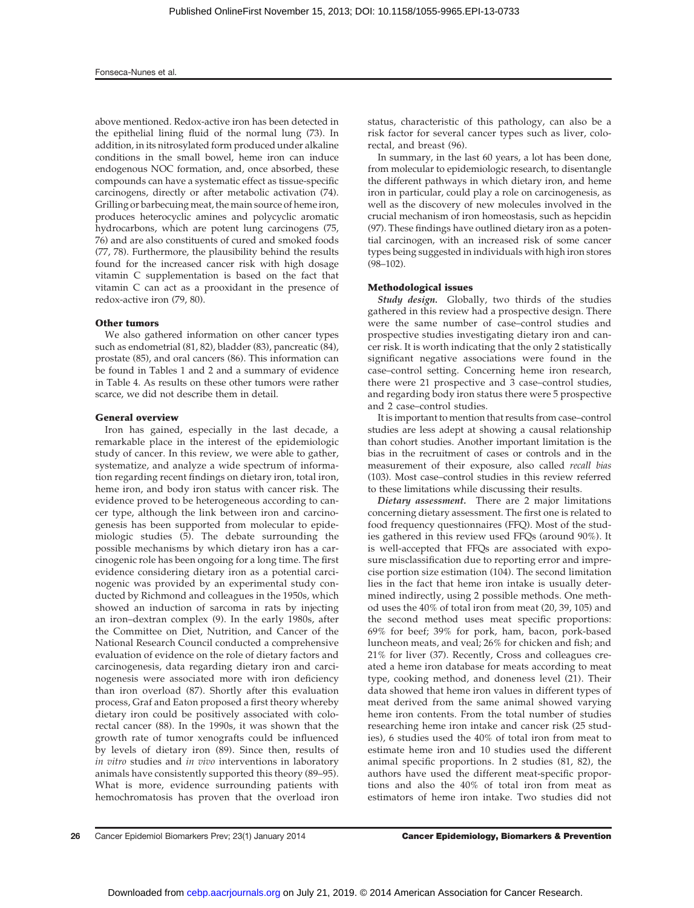above mentioned. Redox-active iron has been detected in the epithelial lining fluid of the normal lung (73). In addition, in its nitrosylated form produced under alkaline conditions in the small bowel, heme iron can induce endogenous NOC formation, and, once absorbed, these compounds can have a systematic effect as tissue-specific carcinogens, directly or after metabolic activation (74). Grilling or barbecuing meat, the main source of heme iron, produces heterocyclic amines and polycyclic aromatic hydrocarbons, which are potent lung carcinogens (75, 76) and are also constituents of cured and smoked foods (77, 78). Furthermore, the plausibility behind the results found for the increased cancer risk with high dosage vitamin C supplementation is based on the fact that vitamin C can act as a prooxidant in the presence of redox-active iron (79, 80).

### Other tumors

We also gathered information on other cancer types such as endometrial (81, 82), bladder (83), pancreatic (84), prostate (85), and oral cancers (86). This information can be found in Tables 1 and 2 and a summary of evidence in Table 4. As results on these other tumors were rather scarce, we did not describe them in detail.

### General overview

Iron has gained, especially in the last decade, a remarkable place in the interest of the epidemiologic study of cancer. In this review, we were able to gather, systematize, and analyze a wide spectrum of information regarding recent findings on dietary iron, total iron, heme iron, and body iron status with cancer risk. The evidence proved to be heterogeneous according to cancer type, although the link between iron and carcinogenesis has been supported from molecular to epidemiologic studies (5). The debate surrounding the possible mechanisms by which dietary iron has a carcinogenic role has been ongoing for a long time. The first evidence considering dietary iron as a potential carcinogenic was provided by an experimental study conducted by Richmond and colleagues in the 1950s, which showed an induction of sarcoma in rats by injecting an iron–dextran complex (9). In the early 1980s, after the Committee on Diet, Nutrition, and Cancer of the National Research Council conducted a comprehensive evaluation of evidence on the role of dietary factors and carcinogenesis, data regarding dietary iron and carcinogenesis were associated more with iron deficiency than iron overload (87). Shortly after this evaluation process, Graf and Eaton proposed a first theory whereby dietary iron could be positively associated with colorectal cancer (88). In the 1990s, it was shown that the growth rate of tumor xenografts could be influenced by levels of dietary iron (89). Since then, results of *in vitro* studies and *in vivo* interventions in laboratory animals have consistently supported this theory (89–95). What is more, evidence surrounding patients with hemochromatosis has proven that the overload iron status, characteristic of this pathology, can also be a risk factor for several cancer types such as liver, colorectal, and breast (96).

In summary, in the last 60 years, a lot has been done, from molecular to epidemiologic research, to disentangle the different pathways in which dietary iron, and heme iron in particular, could play a role on carcinogenesis, as well as the discovery of new molecules involved in the crucial mechanism of iron homeostasis, such as hepcidin (97). These findings have outlined dietary iron as a potential carcinogen, with an increased risk of some cancer types being suggested in individuals with high iron stores (98–102).

### Methodological issues

***Study design.*** Globally, two thirds of the studies gathered in this review had a prospective design. There were the same number of case–control studies and prospective studies investigating dietary iron and cancer risk. It is worth indicating that the only 2 statistically significant negative associations were found in the case–control setting. Concerning heme iron research, there were 21 prospective and 3 case–control studies, and regarding body iron status there were 5 prospective and 2 case–control studies.

It is important to mention that results from case–control studies are less adept at showing a causal relationship than cohort studies. Another important limitation is the bias in the recruitment of cases or controls and in the measurement of their exposure, also called *recall bias* (103). Most case–control studies in this review referred to these limitations while discussing their results.

***Dietary assessment.*** There are 2 major limitations concerning dietary assessment. The first one is related to food frequency questionnaires (FFQ). Most of the studies gathered in this review used FFQs (around 90%). It is well-accepted that FFQs are associated with exposure misclassification due to reporting error and imprecise portion size estimation (104). The second limitation lies in the fact that heme iron intake is usually determined indirectly, using 2 possible methods. One method uses the 40% of total iron from meat (20, 39, 105) and the second method uses meat specific proportions: 69% for beef; 39% for pork, ham, bacon, pork-based luncheon meats, and veal; 26% for chicken and fish; and 21% for liver (37). Recently, Cross and colleagues created a heme iron database for meats according to meat type, cooking method, and doneness level (21). Their data showed that heme iron values in different types of meat derived from the same animal showed varying heme iron contents. From the total number of studies researching heme iron intake and cancer risk (25 studies), 6 studies used the 40% of total iron from meat to estimate heme iron and 10 studies used the different animal specific proportions. In 2 studies (81, 82), the authors have used the different meat-specific proportions and also the 40% of total iron from meat as estimators of heme iron intake. Two studies did not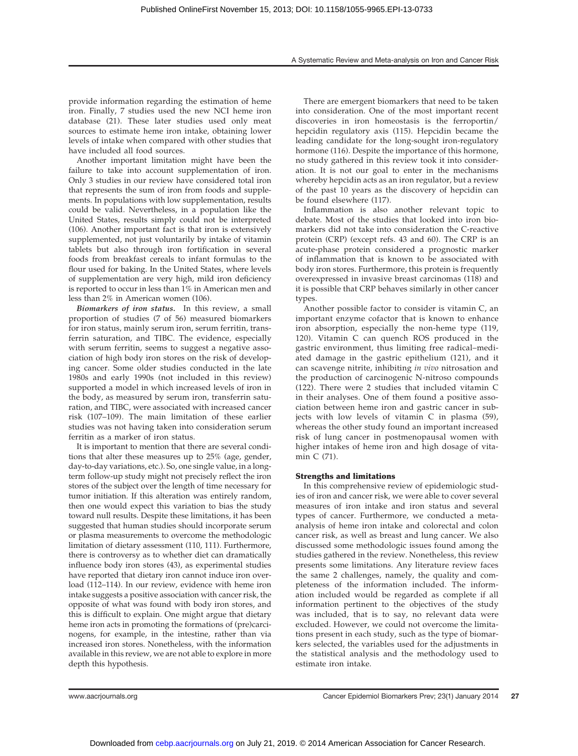provide information regarding the estimation of heme iron. Finally, 7 studies used the new NCI heme iron database (21). These later studies used only meat sources to estimate heme iron intake, obtaining lower levels of intake when compared with other studies that have included all food sources.

Another important limitation might have been the failure to take into account supplementation of iron. Only 3 studies in our review have considered total iron that represents the sum of iron from foods and supplements. In populations with low supplementation, results could be valid. Nevertheless, in a population like the United States, results simply could not be interpreted (106). Another important fact is that iron is extensively supplemented, not just voluntarily by intake of vitamin tablets but also through iron fortification in several foods from breakfast cereals to infant formulas to the flour used for baking. In the United States, where levels of supplementation are very high, mild iron deficiency is reported to occur in less than 1% in American men and less than 2% in American women (106).

***Biomarkers of iron status.*** In this review, a small proportion of studies (7 of 56) measured biomarkers for iron status, mainly serum iron, serum ferritin, transferrin saturation, and TIBC. The evidence, especially with serum ferritin, seems to suggest a negative association of high body iron stores on the risk of developing cancer. Some older studies conducted in the late 1980s and early 1990s (not included in this review) supported a model in which increased levels of iron in the body, as measured by serum iron, transferrin saturation, and TIBC, were associated with increased cancer risk (107–109). The main limitation of these earlier studies was not having taken into consideration serum ferritin as a marker of iron status.

It is important to mention that there are several conditions that alter these measures up to 25% (age, gender, day-to-day variations, etc.). So, one single value, in a long-term follow-up study might not precisely reflect the iron stores of the subject over the length of time necessary for tumor initiation. If this alteration was entirely random, then one would expect this variation to bias the study toward null results. Despite these limitations, it has been suggested that human studies should incorporate serum or plasma measurements to overcome the methodologic limitation of dietary assessment (110, 111). Furthermore, there is controversy as to whether diet can dramatically influence body iron stores (43), as experimental studies have reported that dietary iron cannot induce iron overload (112–114). In our review, evidence with heme iron intake suggests a positive association with cancer risk, the opposite of what was found with body iron stores, and this is difficult to explain. One might argue that dietary heme iron acts in promoting the formations of (pre)carcinogens, for example, in the intestine, rather than via increased iron stores. Nonetheless, with the information available in this review, we are not able to explore in more depth this hypothesis.

There are emergent biomarkers that need to be taken into consideration. One of the most important recent discoveries in iron homeostasis is the ferroportin/hepcidin regulatory axis (115). Hepcidin became the leading candidate for the long-sought iron-regulatory hormone (116). Despite the importance of this hormone, no study gathered in this review took it into consideration. It is not our goal to enter in the mechanisms whereby hepcidin acts as an iron regulator, but a review of the past 10 years as the discovery of hepcidin can be found elsewhere (117).

Inflammation is also another relevant topic to debate. Most of the studies that looked into iron biomarkers did not take into consideration the C-reactive protein (CRP) (except refs. 43 and 60). The CRP is an acute-phase protein considered a prognostic marker of inflammation that is known to be associated with body iron stores. Furthermore, this protein is frequently overexpressed in invasive breast carcinomas (118) and it is possible that CRP behaves similarly in other cancer types.

Another possible factor to consider is vitamin C, an important enzyme cofactor that is known to enhance iron absorption, especially the non-heme type (119, 120). Vitamin C can quench ROS produced in the gastric environment, thus limiting free radical–mediated damage in the gastric epithelium (121), and it can scavenge nitrite, inhibiting *in vivo* nitrosation and the production of carcinogenic N-nitroso compounds (122). There were 2 studies that included vitamin C in their analyses. One of them found a positive association between heme iron and gastric cancer in subjects with low levels of vitamin C in plasma (59), whereas the other study found an important increased risk of lung cancer in postmenopausal women with higher intakes of heme iron and high dosage of vitamin C (71).

### Strengths and limitations

In this comprehensive review of epidemiologic studies of iron and cancer risk, we were able to cover several measures of iron intake and iron status and several types of cancer. Furthermore, we conducted a meta-analysis of heme iron intake and colorectal and colon cancer risk, as well as breast and lung cancer. We also discussed some methodologic issues found among the studies gathered in the review. Nonetheless, this review presents some limitations. Any literature review faces the same 2 challenges, namely, the quality and completeness of the information included. The information included would be regarded as complete if all information pertinent to the objectives of the study was included, that is to say, no relevant data were excluded. However, we could not overcome the limitations present in each study, such as the type of biomarkers selected, the variables used for the adjustments in the statistical analysis and the methodology used to estimate iron intake.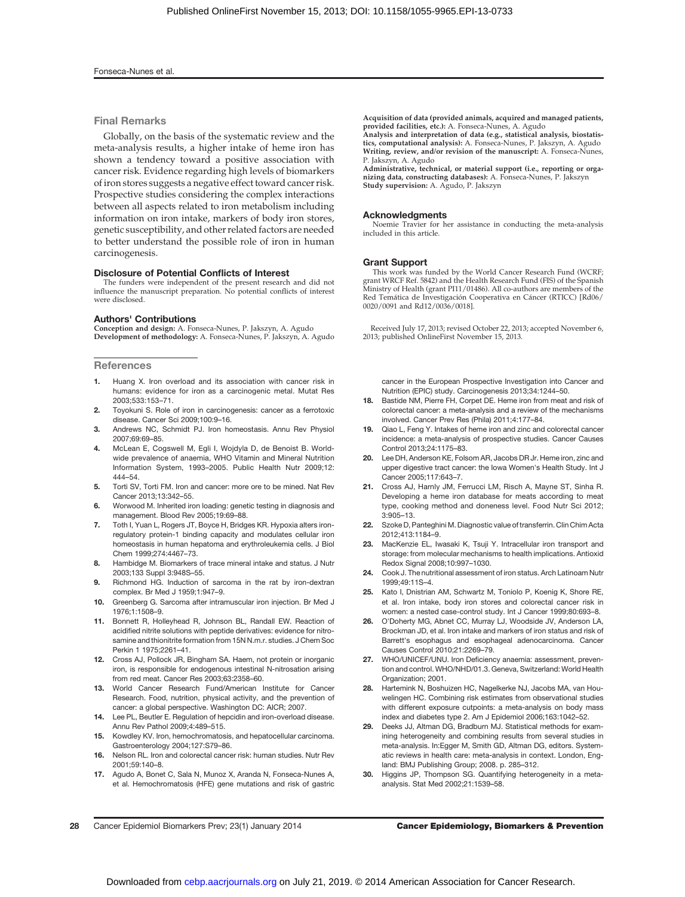## Final Remarks

Globally, on the basis of the systematic review and the meta-analysis results, a higher intake of heme iron has shown a tendency toward a positive association with cancer risk. Evidence regarding high levels of biomarkers of iron stores suggests a negative effect toward cancer risk. Prospective studies considering the complex interactions between all aspects related to iron metabolism including information on iron intake, markers of body iron stores, genetic susceptibility, and other related factors are needed to better understand the possible role of iron in human carcinogenesis.

### Disclosure of Potential Conflicts of Interest

The funders were independent of the present research and did not influence the manuscript preparation. No potential conflicts of interest were disclosed.

### Authors' Contributions

**Conception and design:** A. Fonseca-Nunes, P. Jakszyn, A. Agudo
**Development of methodology:** A. Fonseca-Nunes, P. Jakszyn, A. Agudo
**Acquisition of data (provided animals, acquired and managed patients, provided facilities, etc.):** A. Fonseca-Nunes, A. Agudo
**Analysis and interpretation of data (e.g., statistical analysis, biostatistics, computational analysis):** A. Fonseca-Nunes, P. Jakszyn, A. Agudo
**Writing, review, and/or revision of the manuscript:** A. Fonseca-Nunes, P. Jakszyn, A. Agudo
**Administrative, technical, or material support (i.e., reporting or organizing data, constructing databases):** A. Fonseca-Nunes, P. Jakszyn
**Study supervision:** A. Agudo, P. Jakszyn

### Acknowledgments

Noemie Travier for her assistance in conducting the meta-analysis included in this article.

### Grant Support

This work was funded by the World Cancer Research Fund (WCRF; grant WRCF Ref. 5842) and the Health Research Fund (FIS) of the Spanish Ministry of Health (grant PI11/01486). All co-authors are members of the Red Temática de Investigación Cooperativa en Cáncer (RTICC) [Rd06/0020/0091 and Rd12/0036/0018].

Received July 17, 2013; revised October 22, 2013; accepted November 6, 2013; published OnlineFirst November 15, 2013.

## References

1. Huang X. Iron overload and its association with cancer risk in humans: evidence for iron as a carcinogenic metal. Mutat Res 2003;533:153–71.
2. Toyokuni S. Role of iron in carcinogenesis: cancer as a ferrotoxic disease. Cancer Sci 2009;100:9–16.
3. Andrews NC, Schmidt PJ. Iron homeostasis. Annu Rev Physiol 2007;69:69–85.
4. McLean E, Cogswell M, Egli I, Wojdyla D, de Benoist B. Worldwide prevalence of anaemia, WHO Vitamin and Mineral Nutrition Information System, 1993–2005. Public Health Nutr 2009;12:444–54.
5. Torti SV, Torti FM. Iron and cancer: more ore to be mined. Nat Rev Cancer 2013;13:342–55.
6. Worwood M. Inherited iron loading: genetic testing in diagnosis and management. Blood Rev 2005;19:69–88.
7. Toth I, Yuan L, Rogers JT, Boyce H, Bridges KR. Hypoxia alters iron-regulatory protein-1 binding capacity and modulates cellular iron homeostasis in human hepatoma and erythroleukemia cells. J Biol Chem 1999;274:4467–73.
8. Hambidge M. Biomarkers of trace mineral intake and status. J Nutr 2003;133 Suppl 3:948S–55.
9. Richmond HG. Induction of sarcoma in the rat by iron-dextran complex. Br Med J 1959;1:947–9.
10. Greenberg G. Sarcoma after intramuscular iron injection. Br Med J 1976;1:1508–9.
11. Bonnett R, Holleyhead R, Johnson BL, Randall EW. Reaction of acidified nitrite solutions with peptide derivatives: evidence for nitrosamine and thionitrite formation from 15N N.m.r. studies. J Chem Soc Perkin 1 1975;2261–41.
12. Cross AJ, Pollock JR, Bingham SA. Haem, not protein or inorganic iron, is responsible for endogenous intestinal N-nitrosation arising from red meat. Cancer Res 2003;63:2358–60.
13. World Cancer Research Fund/American Institute for Cancer Research. Food, nutrition, physical activity, and the prevention of cancer: a global perspective. Washington DC: AICR; 2007.
14. Lee PL, Beutler E. Regulation of hepcidin and iron-overload disease. Annu Rev Pathol 2009;4:489–515.
15. Kowdley KV. Iron, hemochromatosis, and hepatocellular carcinoma. Gastroenterology 2004;127:S79–86.
16. Nelson RL. Iron and colorectal cancer risk: human studies. Nutr Rev 2001;59:140–8.
17. Agudo A, Bonet C, Sala N, Munoz X, Aranda N, Fonseca-Nunes A, et al. Hemochromatosis (HFE) gene mutations and risk of gastric cancer in the European Prospective Investigation into Cancer and Nutrition (EPIC) study. Carcinogenesis 2013;34:1244–50.
18. Bastide NM, Pierre FH, Corpet DE. Heme iron from meat and risk of colorectal cancer: a meta-analysis and a review of the mechanisms involved. Cancer Prev Res (Phila) 2011;4:177–84.
19. Qiao L, Feng Y. Intakes of heme iron and zinc and colorectal cancer incidence: a meta-analysis of prospective studies. Cancer Causes Control 2013;24:1175–83.
20. Lee DH, Anderson KE, Folsom AR, Jacobs DR Jr. Heme iron, zinc and upper digestive tract cancer: the Iowa Women's Health Study. Int J Cancer 2005;117:643–7.
21. Cross AJ, Harnly JM, Ferrucci LM, Risch A, Mayne ST, Sinha R. Developing a heme iron database for meats according to meat type, cooking method and doneness level. Food Nutr Sci 2012;3:905–13.
22. Szoke D, Panteghini M. Diagnostic value of transferrin. Clin Chim Acta 2012;413:1184–9.
23. MacKenzie EL, Iwasaki K, Tsuji Y. Intracellular iron transport and storage: from molecular mechanisms to health implications. Antioxid Redox Signal 2008;10:997–1030.
24. Cook J. The nutritional assessment of iron status. Arch Latinoam Nutr 1999;49:11S–4.
25. Kato I, Dnistrian AM, Schwartz M, Toniolo P, Koenig K, Shore RE, et al. Iron intake, body iron stores and colorectal cancer risk in women: a nested case-control study. Int J Cancer 1999;80:693–8.
26. O'Doherty MG, Abnet CC, Murray LJ, Woodside JV, Anderson LA, Brockman JD, et al. Iron intake and markers of iron status and risk of Barrett's esophagus and esophageal adenocarcinoma. Cancer Causes Control 2010;21:2269–79.
27. WHO/UNICEF/UNU. Iron Deficiency anaemia: assessment, prevention and control. WHO/NHD/01.3. Geneva, Switzerland: World Health Organization; 2001.
28. Hartemink N, Boshuizen HC, Nagelkerke NJ, Jacobs MA, van Houwelingen HC. Combining risk estimates from observational studies with different exposure cutpoints: a meta-analysis on body mass index and diabetes type 2. Am J Epidemiol 2006;163:1042–52.
29. Deeks JJ, Altman DG, Bradburn MJ. Statistical methods for examining heterogeneity and combining results from several studies in meta-analysis. In:Egger M, Smith GD, Altman DG, editors. Systematic reviews in health care: meta-analysis in context. London, England: BMJ Publishing Group; 2008. p. 285–312.
30. Higgins JP, Thompson SG. Quantifying heterogeneity in a meta-analysis. Stat Med 2002;21:1539–58.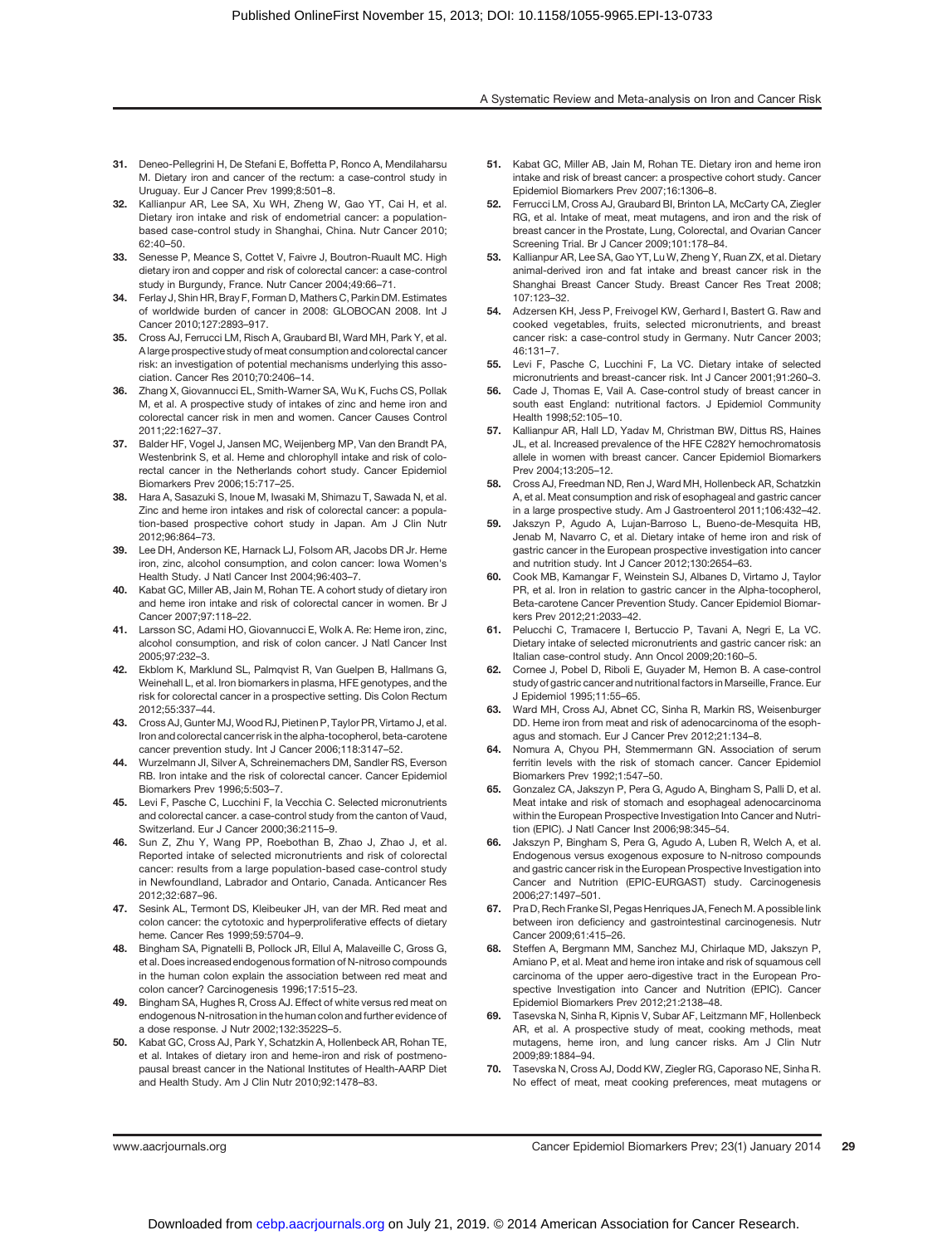31. Deneo-Pellegrini H, De Stefani E, Boffetta P, Ronco A, Mendilaharsu M. Dietary iron and cancer of the rectum: a case-control study in Uruguay. Eur J Cancer Prev 1999;8:501–8.
32. Kallianpur AR, Lee SA, Xu WH, Zheng W, Gao YT, Cai H, et al. Dietary iron intake and risk of endometrial cancer: a population-based case-control study in Shanghai, China. Nutr Cancer 2010; 62:40–50.
33. Senesse P, Meance S, Cottet V, Faivre J, Boutron-Ruault MC. High dietary iron and copper and risk of colorectal cancer: a case-control study in Burgundy, France. Nutr Cancer 2004;49:66–71.
34. Ferlay J, Shin HR, Bray F, Forman D, Mathers C, Parkin DM. Estimates of worldwide burden of cancer in 2008: GLOBOCAN 2008. Int J Cancer 2010;127:2893–917.
35. Cross AJ, Ferrucci LM, Risch A, Graubard BI, Ward MH, Park Y, et al. A large prospective study of meat consumption and colorectal cancer risk: an investigation of potential mechanisms underlying this association. Cancer Res 2010;70:2406–14.
36. Zhang X, Giovannucci EL, Smith-Warner SA, Wu K, Fuchs CS, Pollak M, et al. A prospective study of intakes of zinc and heme iron and colorectal cancer risk in men and women. Cancer Causes Control 2011;22:1627–37.
37. Balder HF, Vogel J, Jansen MC, Weijenberg MP, Van den Brandt PA, Westenbrink S, et al. Heme and chlorophyll intake and risk of colorectal cancer in the Netherlands cohort study. Cancer Epidemiol Biomarkers Prev 2006;15:717–25.
38. Hara A, Sasazuki S, Inoue M, Iwasaki M, Shimazu T, Sawada N, et al. Zinc and heme iron intakes and risk of colorectal cancer: a population-based prospective cohort study in Japan. Am J Clin Nutr 2012;96:864–73.
39. Lee DH, Anderson KE, Harnack LJ, Folsom AR, Jacobs DR Jr. Heme iron, zinc, alcohol consumption, and colon cancer: Iowa Women's Health Study. J Natl Cancer Inst 2004;96:403–7.
40. Kabat GC, Miller AB, Jain M, Rohan TE. A cohort study of dietary iron and heme iron intake and risk of colorectal cancer in women. Br J Cancer 2007;97:118–22.
41. Larsson SC, Adami HO, Giovannucci E, Wolk A. Re: Heme iron, zinc, alcohol consumption, and risk of colon cancer. J Natl Cancer Inst 2005;97:232–3.
42. Ekblom K, Marklund SL, Palmqvist R, Van Guelpen B, Hallmans G, Weinehall L, et al. Iron biomarkers in plasma, HFE genotypes, and the risk for colorectal cancer in a prospective setting. Dis Colon Rectum 2012;55:337–44.
43. Cross AJ, Gunter MJ, Wood RJ, Pietinen P, Taylor PR, Virtamo J, et al. Iron and colorectal cancer risk in the alpha-tocopherol, beta-carotene cancer prevention study. Int J Cancer 2006;118:3147–52.
44. Wurzelmann JI, Silver A, Schreinemachers DM, Sandler RS, Everson RB. Iron intake and the risk of colorectal cancer. Cancer Epidemiol Biomarkers Prev 1996;5:503–7.
45. Levi F, Pasche C, Lucchini F, la Vecchia C. Selected micronutrients and colorectal cancer. a case-control study from the canton of Vaud, Switzerland. Eur J Cancer 2000;36:2115–9.
46. Sun Z, Zhu Y, Wang PP, Roebothan B, Zhao J, Zhao J, et al. Reported intake of selected micronutrients and risk of colorectal cancer: results from a large population-based case-control study in Newfoundland, Labrador and Ontario, Canada. Anticancer Res 2012;32:687–96.
47. Sesink AL, Termont DS, Kleibeuker JH, van der MR. Red meat and colon cancer: the cytotoxic and hyperproliferative effects of dietary heme. Cancer Res 1999;59:5704–9.
48. Bingham SA, Pignatelli B, Pollock JR, Ellul A, Malaveille C, Gross G, et al. Does increased endogenous formation of N-nitroso compounds in the human colon explain the association between red meat and colon cancer? Carcinogenesis 1996;17:515–23.
49. Bingham SA, Hughes R, Cross AJ. Effect of white versus red meat on endogenous N-nitrosation in the human colon and further evidence of a dose response. J Nutr 2002;132:3522S–5.
50. Kabat GC, Cross AJ, Park Y, Schatzkin A, Hollenbeck AR, Rohan TE, et al. Intakes of dietary iron and heme-iron and risk of postmenopausal breast cancer in the National Institutes of Health-AARP Diet and Health Study. Am J Clin Nutr 2010;92:1478–83.
51. Kabat GC, Miller AB, Jain M, Rohan TE. Dietary iron and heme iron intake and risk of breast cancer: a prospective cohort study. Cancer Epidemiol Biomarkers Prev 2007;16:1306–8.
52. Ferrucci LM, Cross AJ, Graubard BI, Brinton LA, McCarty CA, Ziegler RG, et al. Intake of meat, meat mutagens, and iron and the risk of breast cancer in the Prostate, Lung, Colorectal, and Ovarian Cancer Screening Trial. Br J Cancer 2009;101:178–84.
53. Kallianpur AR, Lee SA, Gao YT, Lu W, Zheng Y, Ruan ZX, et al. Dietary animal-derived iron and fat intake and breast cancer risk in the Shanghai Breast Cancer Study. Breast Cancer Res Treat 2008; 107:123–32.
54. Adzersen KH, Jess P, Freivogel KW, Gerhard I, Bastert G. Raw and cooked vegetables, fruits, selected micronutrients, and breast cancer risk: a case-control study in Germany. Nutr Cancer 2003; 46:131–7.
55. Levi F, Pasche C, Lucchini F, La VC. Dietary intake of selected micronutrients and breast-cancer risk. Int J Cancer 2001;91:260–3.
56. Cade J, Thomas E, Vail A. Case-control study of breast cancer in south east England: nutritional factors. J Epidemiol Community Health 1998;52:105–10.
57. Kallianpur AR, Hall LD, Yadav M, Christman BW, Dittus RS, Haines JL, et al. Increased prevalence of the HFE C282Y hemochromatosis allele in women with breast cancer. Cancer Epidemiol Biomarkers Prev 2004;13:205–12.
58. Cross AJ, Freedman ND, Ren J, Ward MH, Hollenbeck AR, Schatzkin A, et al. Meat consumption and risk of esophageal and gastric cancer in a large prospective study. Am J Gastroenterol 2011;106:432–42.
59. Jakszyn P, Agudo A, Lujan-Barroso L, Bueno-de-Mesquita HB, Jenab M, Navarro C, et al. Dietary intake of heme iron and risk of gastric cancer in the European prospective investigation into cancer and nutrition study. Int J Cancer 2012;130:2654–63.
60. Cook MB, Kamangar F, Weinstein SJ, Albanes D, Virtamo J, Taylor PR, et al. Iron in relation to gastric cancer in the Alpha-tocopherol, Beta-carotene Cancer Prevention Study. Cancer Epidemiol Biomarkers Prev 2012;21:2033–42.
61. Pelucchi C, Tramacere I, Bertuccio P, Tavani A, Negri E, La VC. Dietary intake of selected micronutrients and gastric cancer risk: an Italian case-control study. Ann Oncol 2009;20:160–5.
62. Cornee J, Pobel D, Riboli E, Guyader M, Hemon B. A case-control study of gastric cancer and nutritional factors in Marseille, France. Eur J Epidemiol 1995;11:55–65.
63. Ward MH, Cross AJ, Abnet CC, Sinha R, Markin RS, Weisenburger DD. Heme iron from meat and risk of adenocarcinoma of the esophagus and stomach. Eur J Cancer Prev 2012;21:134–8.
64. Nomura A, Chyou PH, Stemmermann GN. Association of serum ferritin levels with the risk of stomach cancer. Cancer Epidemiol Biomarkers Prev 1992;1:547–50.
65. Gonzalez CA, Jakszyn P, Pera G, Agudo A, Bingham S, Palli D, et al. Meat intake and risk of stomach and esophageal adenocarcinoma within the European Prospective Investigation Into Cancer and Nutrition (EPIC). J Natl Cancer Inst 2006;98:345–54.
66. Jakszyn P, Bingham S, Pera G, Agudo A, Luben R, Welch A, et al. Endogenous versus exogenous exposure to N-nitroso compounds and gastric cancer risk in the European Prospective Investigation into Cancer and Nutrition (EPIC-EURGAST) study. Carcinogenesis 2006;27:1497–501.
67. Pra D, Rech Franke SI, Pegas Henriques JA, Fenech M. A possible link between iron deficiency and gastrointestinal carcinogenesis. Nutr Cancer 2009;61:415–26.
68. Steffen A, Bergmann MM, Sanchez MJ, Chirlaque MD, Jakszyn P, Amiano P, et al. Meat and heme iron intake and risk of squamous cell carcinoma of the upper aero-digestive tract in the European Prospective Investigation into Cancer and Nutrition (EPIC). Cancer Epidemiol Biomarkers Prev 2012;21:2138–48.
69. Tasevska N, Sinha R, Kipnis V, Subar AF, Leitzmann MF, Hollenbeck AR, et al. A prospective study of meat, cooking methods, meat mutagens, heme iron, and lung cancer risks. Am J Clin Nutr 2009;89:1884–94.
70. Tasevska N, Cross AJ, Dodd KW, Ziegler RG, Caporaso NE, Sinha R. No effect of meat, meat cooking preferences, meat mutagens or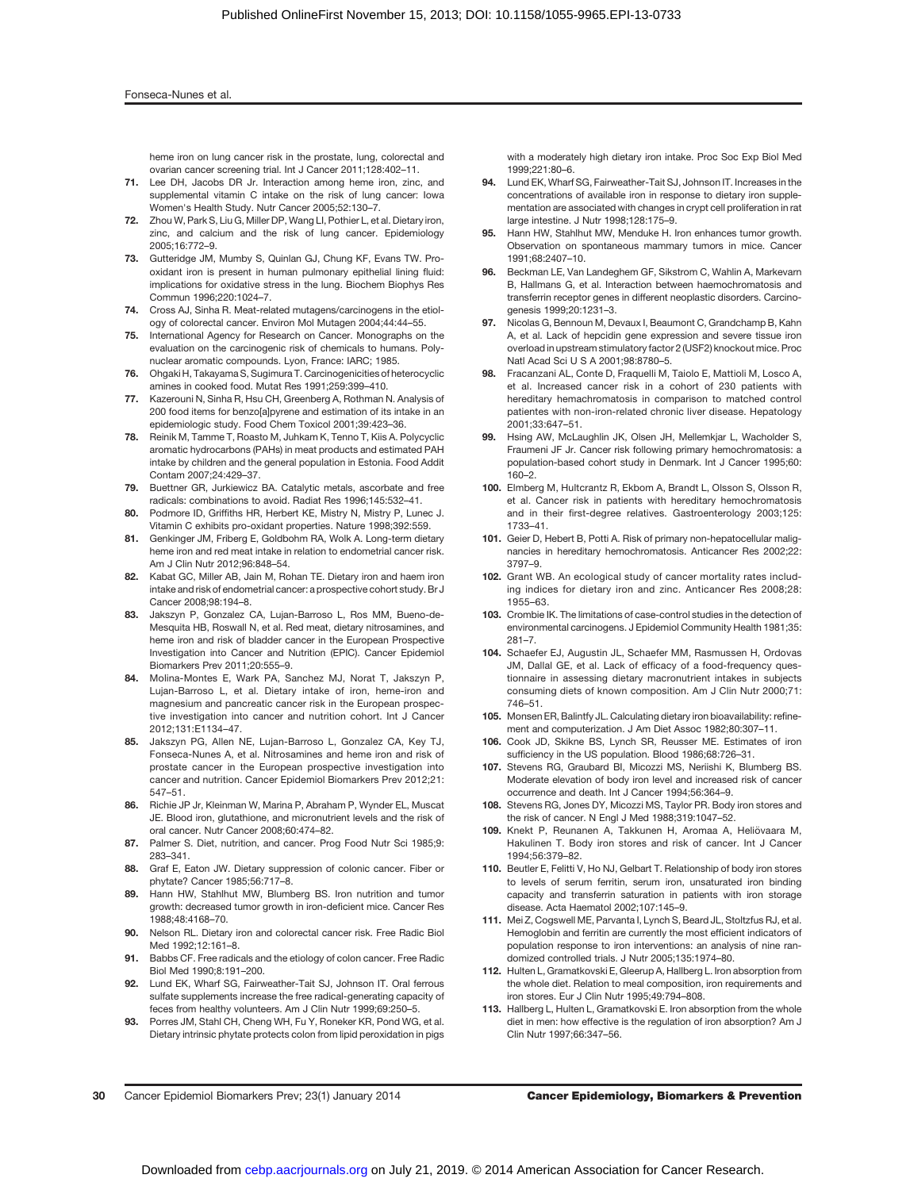heme iron on lung cancer risk in the prostate, lung, colorectal and ovarian cancer screening trial. Int J Cancer 2011;128:402–11.

71. Lee DH, Jacobs DR Jr. Interaction among heme iron, zinc, and supplemental vitamin C intake on the risk of lung cancer: Iowa Women's Health Study. Nutr Cancer 2005;52:130–7.
72. Zhou W, Park S, Liu G, Miller DP, Wang LI, Pothier L, et al. Dietary iron, zinc, and calcium and the risk of lung cancer. Epidemiology 2005;16:772–9.
73. Gutteridge JM, Mumby S, Quinlan GJ, Chung KF, Evans TW. Pro-oxidant iron is present in human pulmonary epithelial lining fluid: implications for oxidative stress in the lung. Biochem Biophys Res Commun 1996;220:1024–7.
74. Cross AJ, Sinha R. Meat-related mutagens/carcinogens in the etiology of colorectal cancer. Environ Mol Mutagen 2004;44:44–55.
75. International Agency for Research on Cancer. Monographs on the evaluation on the carcinogenic risk of chemicals to humans. Polynuclear aromatic compounds. Lyon, France: IARC; 1985.
76. Ohgaki H, Takayama S, Sugimura T. Carcinogenicities of heterocyclic amines in cooked food. Mutat Res 1991;259:399–410.
77. Kazerouni N, Sinha R, Hsu CH, Greenberg A, Rothman N. Analysis of 200 food items for benzo[a]pyrene and estimation of its intake in an epidemiologic study. Food Chem Toxicol 2001;39:423–36.
78. Reinik M, Tamme T, Roasto M, Juhkam K, Tenno T, Kiis A. Polycyclic aromatic hydrocarbons (PAHs) in meat products and estimated PAH intake by children and the general population in Estonia. Food Addit Contam 2007;24:429–37.
79. Buettner GR, Jurkiewicz BA. Catalytic metals, ascorbate and free radicals: combinations to avoid. Radiat Res 1996;145:532–41.
80. Podmore ID, Griffiths HR, Herbert KE, Mistry N, Mistry P, Lunec J. Vitamin C exhibits pro-oxidant properties. Nature 1998;392:559.
81. Genkinger JM, Friberg E, Goldbohm RA, Wolk A. Long-term dietary heme iron and red meat intake in relation to endometrial cancer risk. Am J Clin Nutr 2012;96:848–54.
82. Kabat GC, Miller AB, Jain M, Rohan TE. Dietary iron and haem iron intake and risk of endometrial cancer: a prospective cohort study. Br J Cancer 2008;98:194–8.
83. Jakszyn P, Gonzalez CA, Lujan-Barroso L, Ros MM, Bueno-de-Mesquita HB, Roswall N, et al. Red meat, dietary nitrosamines, and heme iron and risk of bladder cancer in the European Prospective Investigation into Cancer and Nutrition (EPIC). Cancer Epidemiol Biomarkers Prev 2011;20:555–9.
84. Molina-Montes E, Wark PA, Sanchez MJ, Norat T, Jakszyn P, Lujan-Barroso L, et al. Dietary intake of iron, heme-iron and magnesium and pancreatic cancer risk in the European prospective investigation into cancer and nutrition cohort. Int J Cancer 2012;131:E1134–47.
85. Jakszyn PG, Allen NE, Lujan-Barroso L, Gonzalez CA, Key TJ, Fonseca-Nunes A, et al. Nitrosamines and heme iron and risk of prostate cancer in the European prospective investigation into cancer and nutrition. Cancer Epidemiol Biomarkers Prev 2012;21: 547–51.
86. Richie JP Jr, Kleinman W, Marina P, Abraham P, Wynder EL, Muscat JE. Blood iron, glutathione, and micronutrient levels and the risk of oral cancer. Nutr Cancer 2008;60:474–82.
87. Palmer S. Diet, nutrition, and cancer. Prog Food Nutr Sci 1985;9: 283–341.
88. Graf E, Eaton JW. Dietary suppression of colonic cancer. Fiber or phytate? Cancer 1985;56:717–8.
89. Hann HW, Stahlhut MW, Blumberg BS. Iron nutrition and tumor growth: decreased tumor growth in iron-deficient mice. Cancer Res 1988;48:4168–70.
90. Nelson RL. Dietary iron and colorectal cancer risk. Free Radic Biol Med 1992;12:161–8.
91. Babbs CF. Free radicals and the etiology of colon cancer. Free Radic Biol Med 1990;8:191–200.
92. Lund EK, Wharf SG, Fairweather-Tait SJ, Johnson IT. Oral ferrous sulfate supplements increase the free radical-generating capacity of feces from healthy volunteers. Am J Clin Nutr 1999;69:250–5.
93. Porres JM, Stahl CH, Cheng WH, Fu Y, Roneker KR, Pond WG, et al. Dietary intrinsic phytate protects colon from lipid peroxidation in pigs with a moderately high dietary iron intake. Proc Soc Exp Biol Med 1999;221:80–6.
94. Lund EK, Wharf SG, Fairweather-Tait SJ, Johnson IT. Increases in the concentrations of available iron in response to dietary iron supplementation are associated with changes in crypt cell proliferation in rat large intestine. J Nutr 1998;128:175–9.
95. Hann HW, Stahlhut MW, Menduke H. Iron enhances tumor growth. Observation on spontaneous mammary tumors in mice. Cancer 1991;68:2407–10.
96. Beckman LE, Van Landeghem GF, Sikstrom C, Wahlin A, Markevarn B, Hallmans G, et al. Interaction between haemochromatosis and transferrin receptor genes in different neoplastic disorders. Carcinogenesis 1999;20:1231–3.
97. Nicolas G, Bennoun M, Devaux I, Beaumont C, Grandchamp B, Kahn A, et al. Lack of hepcidin gene expression and severe tissue iron overload in upstream stimulatory factor 2 (USF2) knockout mice. Proc Natl Acad Sci U S A 2001;98:8780–5.
98. Fracanzani AL, Conte D, Fraquelli M, Taiolo E, Mattioli M, Losco A, et al. Increased cancer risk in a cohort of 230 patients with hereditary hemachromatosis in comparison to matched control patientes with non-iron-related chronic liver disease. Hepatology 2001;33:647–51.
99. Hsing AW, McLaughlin JK, Olsen JH, Mellemkjar L, Wacholder S, Fraumeni JF Jr. Cancer risk following primary hemochromatosis: a population-based cohort study in Denmark. Int J Cancer 1995;60: 160–2.
100. Elmberg M, Hultcrantz R, Ekbom A, Brandt L, Olsson S, Olsson R, et al. Cancer risk in patients with hereditary hemochromatosis and in their first-degree relatives. Gastroenterology 2003;125: 1733–41.
101. Geier D, Hebert B, Potti A. Risk of primary non-hepatocellular malignancies in hereditary hemochromatosis. Anticancer Res 2002;22: 3797–9.
102. Grant WB. An ecological study of cancer mortality rates including indices for dietary iron and zinc. Anticancer Res 2008;28: 1955–63.
103. Crombie IK. The limitations of case-control studies in the detection of environmental carcinogens. J Epidemiol Community Health 1981;35: 281–7.
104. Schaefer EJ, Augustin JL, Schaefer MM, Rasmussen H, Ordovas JM, Dallal GE, et al. Lack of efficacy of a food-frequency questionnaire in assessing dietary macronutrient intakes in subjects consuming diets of known composition. Am J Clin Nutr 2000;71: 746–51.
105. Monsen ER, Balintfy JL. Calculating dietary iron bioavailability: refinement and computerization. J Am Diet Assoc 1982;80:307–11.
106. Cook JD, Skikne BS, Lynch SR, Reusser ME. Estimates of iron sufficiency in the US population. Blood 1986;68:726–31.
107. Stevens RG, Graubard BI, Micozzi MS, Neriishi K, Blumberg BS. Moderate elevation of body iron level and increased risk of cancer occurrence and death. Int J Cancer 1994;56:364–9.
108. Stevens RG, Jones DY, Micozzi MS, Taylor PR. Body iron stores and the risk of cancer. N Engl J Med 1988;319:1047–52.
109. Knekt P, Reunanen A, Takkunen H, Aromaa A, Heliövaara M, Hakulinen T. Body iron stores and risk of cancer. Int J Cancer 1994;56:379–82.
110. Beutler E, Felitti V, Ho NJ, Gelbart T. Relationship of body iron stores to levels of serum ferritin, serum iron, unsaturated iron binding capacity and transferrin saturation in patients with iron storage disease. Acta Haematol 2002;107:145–9.
111. Mei Z, Cogswell ME, Parvanta I, Lynch S, Beard JL, Stoltzfus RJ, et al. Hemoglobin and ferritin are currently the most efficient indicators of population response to iron interventions: an analysis of nine randomized controlled trials. J Nutr 2005;135:1974–80.
112. Hulten L, Gramatkovski E, Gleerup A, Hallberg L. Iron absorption from the whole diet. Relation to meal composition, iron requirements and iron stores. Eur J Clin Nutr 1995;49:794–808.
113. Hallberg L, Hulten L, Gramatkovski E. Iron absorption from the whole diet in men: how effective is the regulation of iron absorption? Am J Clin Nutr 1997;66:347–56.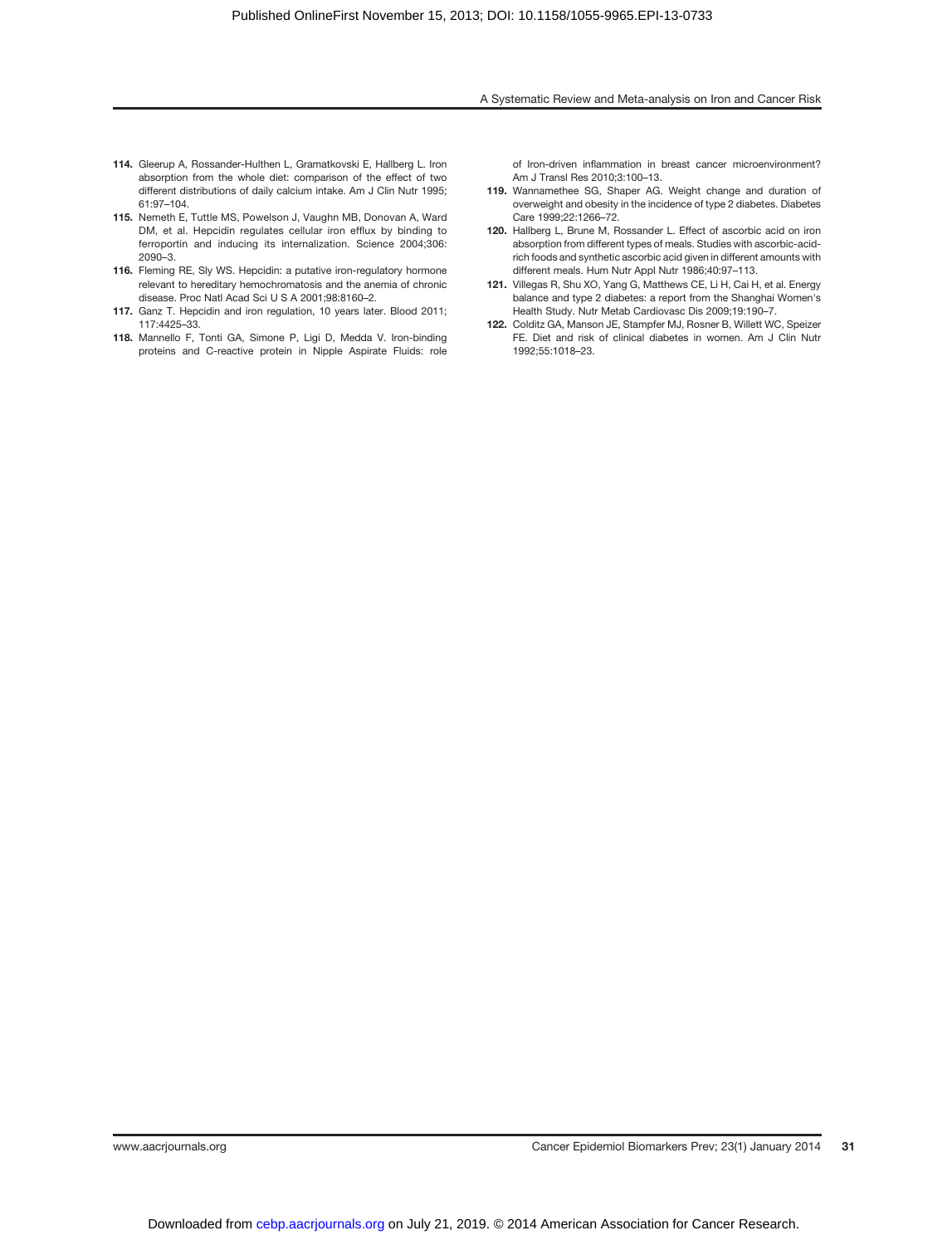114. Gleerup A, Rossander-Hulthen L, Gramatkovski E, Hallberg L. Iron absorption from the whole diet: comparison of the effect of two different distributions of daily calcium intake. Am J Clin Nutr 1995; 61:97–104.

115. Nemeth E, Tuttle MS, Powelson J, Vaughn MB, Donovan A, Ward DM, et al. Hepcidin regulates cellular iron efflux by binding to ferroportin and inducing its internalization. Science 2004;306: 2090–3.

116. Fleming RE, Sly WS. Hepcidin: a putative iron-regulatory hormone relevant to hereditary hemochromatosis and the anemia of chronic disease. Proc Natl Acad Sci U S A 2001;98:8160–2.

117. Ganz T. Hepcidin and iron regulation, 10 years later. Blood 2011; 117:4425–33.

118. Mannello F, Tonti GA, Simone P, Ligi D, Medda V. Iron-binding proteins and C-reactive protein in Nipple Aspirate Fluids: role of Iron-driven inflammation in breast cancer microenvironment? Am J Transl Res 2010;3:100–13.

119. Wannamethee SG, Shaper AG. Weight change and duration of overweight and obesity in the incidence of type 2 diabetes. Diabetes Care 1999;22:1266–72.

120. Hallberg L, Brune M, Rossander L. Effect of ascorbic acid on iron absorption from different types of meals. Studies with ascorbic-acid-rich foods and synthetic ascorbic acid given in different amounts with different meals. Hum Nutr Appl Nutr 1986;40:97–113.

121. Villegas R, Shu XO, Yang G, Matthews CE, Li H, Cai H, et al. Energy balance and type 2 diabetes: a report from the Shanghai Women's Health Study. Nutr Metab Cardiovasc Dis 2009;19:190–7.

122. Colditz GA, Manson JE, Stampfer MJ, Rosner B, Willett WC, Speizer FE. Diet and risk of clinical diabetes in women. Am J Clin Nutr 1992;55:1018–23.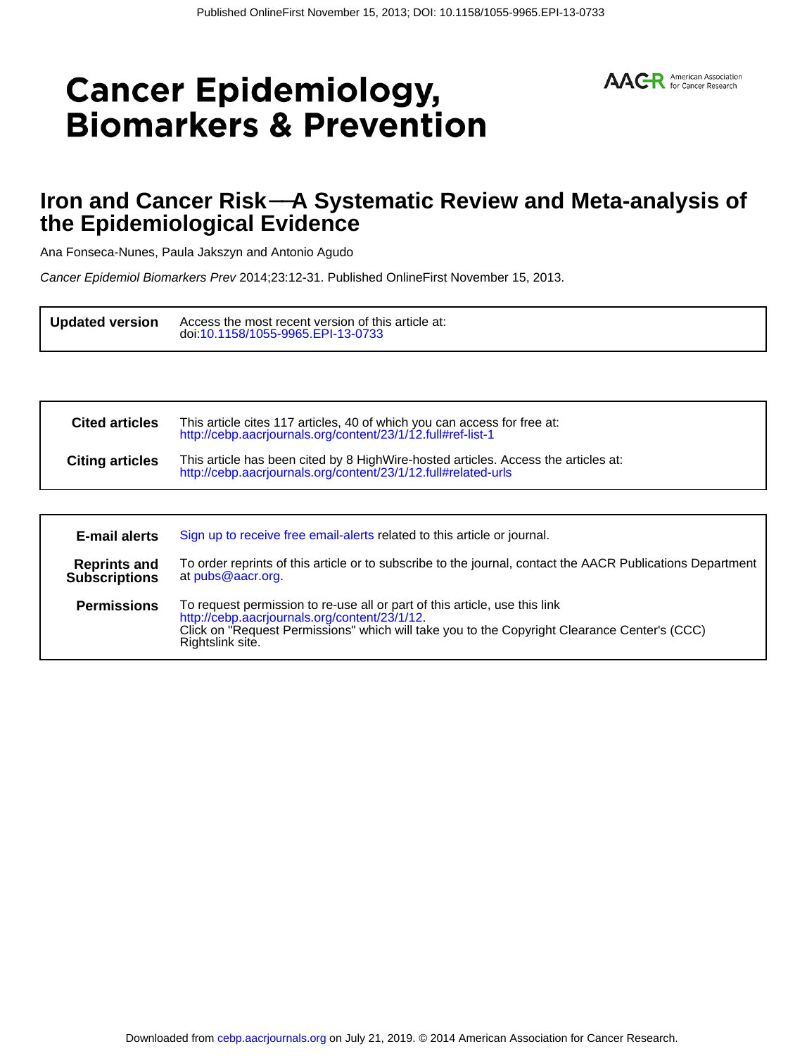Published OnlineFirst November 15, 2013; DOI: 10.1158/1055-9965.EPI-13-0733

# Cancer Epidemiology, Biomarkers & Prevention

AACR American Association for Cancer Research

## Iron and Cancer Risk—A Systematic Review and Meta-analysis of the Epidemiological Evidence

Ana Fonseca-Nunes, Paula Jakszyn and Antonio Agudo

*Cancer Epidemiol Biomarkers Prev* 2014;23:12-31. Published OnlineFirst November 15, 2013.

| | |
|---|---|
| **Updated version** | Access the most recent version of this article at: doi:10.1158/1055-9965.EPI-13-0733 |

| | |
|---|---|
| **Cited articles** | This article cites 117 articles, 40 of which you can access for free at: http://cebp.aacrjournals.org/content/23/1/12.full#ref-list-1 |
| **Citing articles** | This article has been cited by 8 HighWire-hosted articles. Access the articles at: http://cebp.aacrjournals.org/content/23/1/12.full#related-urls |

| | |
|---|---|
| **E-mail alerts** | Sign up to receive free email-alerts related to this article or journal. |
| **Reprints and Subscriptions** | To order reprints of this article or to subscribe to the journal, contact the AACR Publications Department at pubs@aacr.org. |
| **Permissions** | To request permission to re-use all or part of this article, use this link http://cebp.aacrjournals.org/content/23/1/12. Click on "Request Permissions" which will take you to the Copyright Clearance Center's (CCC) Rightslink site. |

Downloaded from cebp.aacrjournals.org on July 21, 2019. © 2014 American Association for Cancer Research.